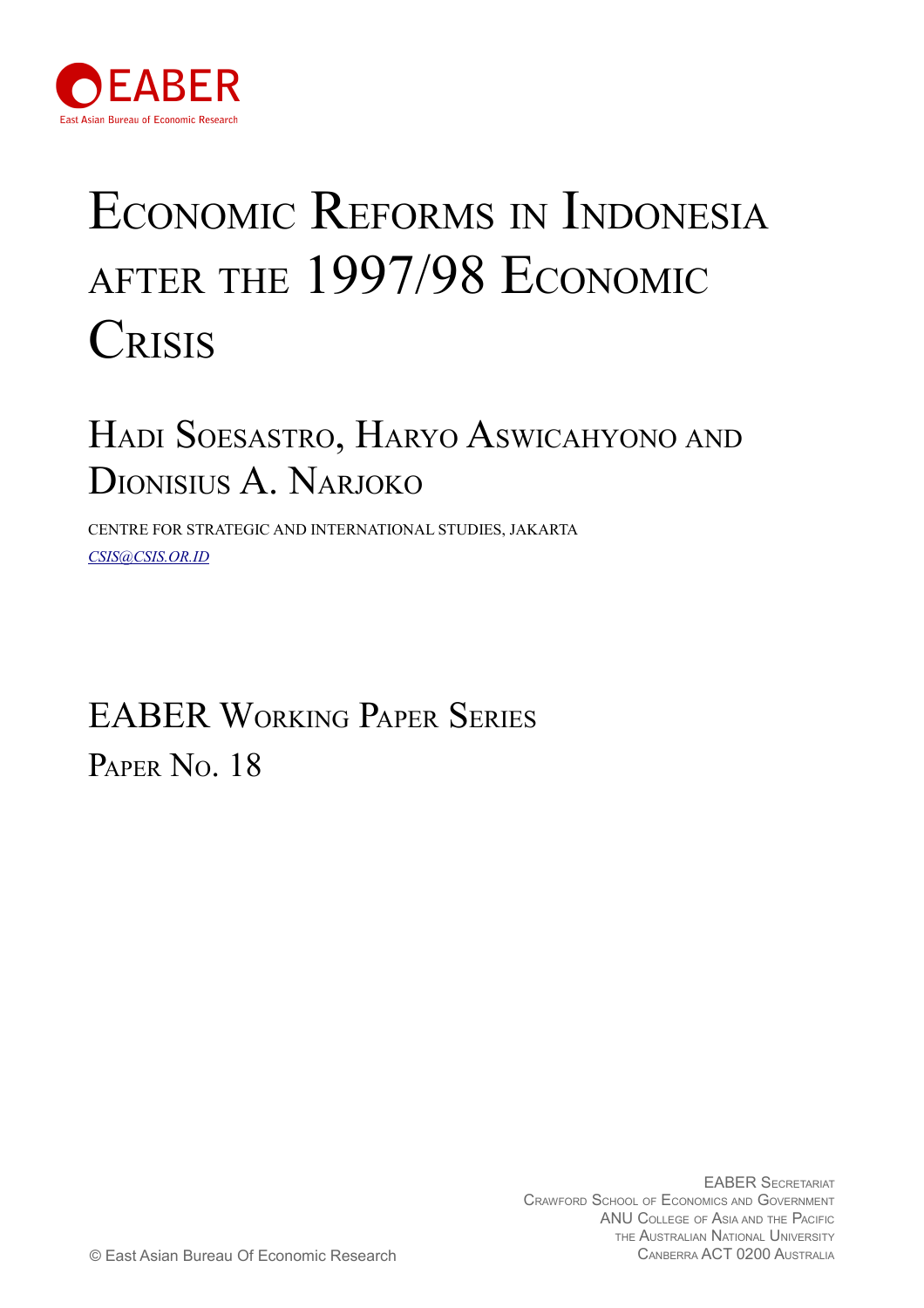EABER

East Asian Bureau of Economic Research

# Economic Reforms in Indonesia after the 1997/98 Economic Crisis

## Hadi Soesastro, Haryo Aswicahyono and Dionisius A. Narjoko

CENTRE FOR STRATEGIC AND INTERNATIONAL STUDIES, JAKARTA

*CSIS@CSIS.OR.ID*

## EABER Working Paper Series

### Paper No. 18

EABER Secretariat
Crawford School of Economics and Government
ANU College of Asia and the Pacific
The Australian National University
Canberra ACT 0200 Australia

© East Asian Bureau Of Economic Research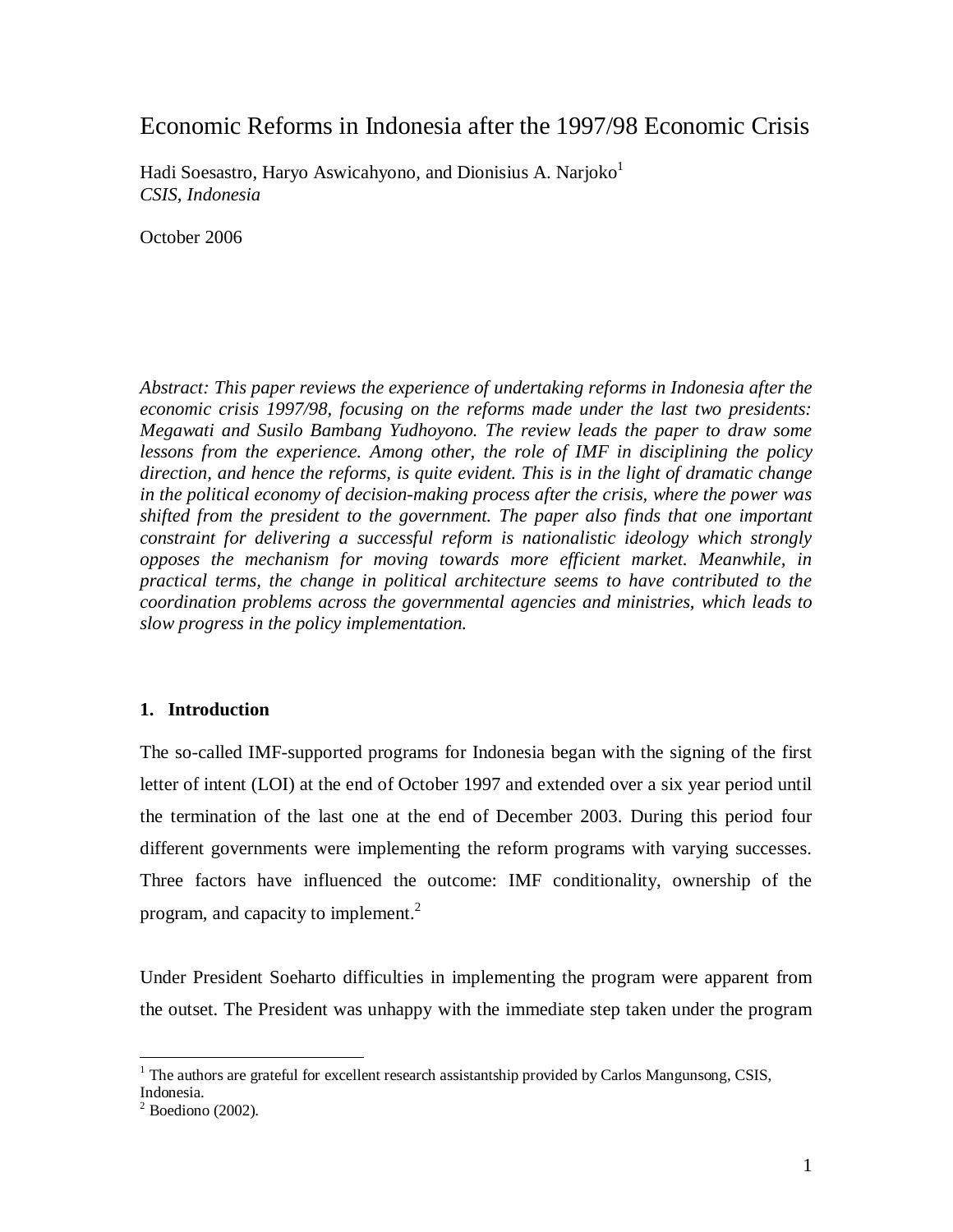# Economic Reforms in Indonesia after the 1997/98 Economic Crisis

Hadi Soesastro, Haryo Aswicahyono, and Dionisius A. Narjoko[1]
*CSIS, Indonesia*

October 2006

*Abstract: This paper reviews the experience of undertaking reforms in Indonesia after the economic crisis 1997/98, focusing on the reforms made under the last two presidents: Megawati and Susilo Bambang Yudhoyono. The review leads the paper to draw some lessons from the experience. Among other, the role of IMF in disciplining the policy direction, and hence the reforms, is quite evident. This is in the light of dramatic change in the political economy of decision-making process after the crisis, where the power was shifted from the president to the government. The paper also finds that one important constraint for delivering a successful reform is nationalistic ideology which strongly opposes the mechanism for moving towards more efficient market. Meanwhile, in practical terms, the change in political architecture seems to have contributed to the coordination problems across the governmental agencies and ministries, which leads to slow progress in the policy implementation.*

## 1. Introduction

The so-called IMF-supported programs for Indonesia began with the signing of the first letter of intent (LOI) at the end of October 1997 and extended over a six year period until the termination of the last one at the end of December 2003. During this period four different governments were implementing the reform programs with varying successes. Three factors have influenced the outcome: IMF conditionality, ownership of the program, and capacity to implement.[2]

Under President Soeharto difficulties in implementing the program were apparent from the outset. The President was unhappy with the immediate step taken under the program

---

[1] The authors are grateful for excellent research assistantship provided by Carlos Mangunsong, CSIS, Indonesia.

[2] Boediono (2002).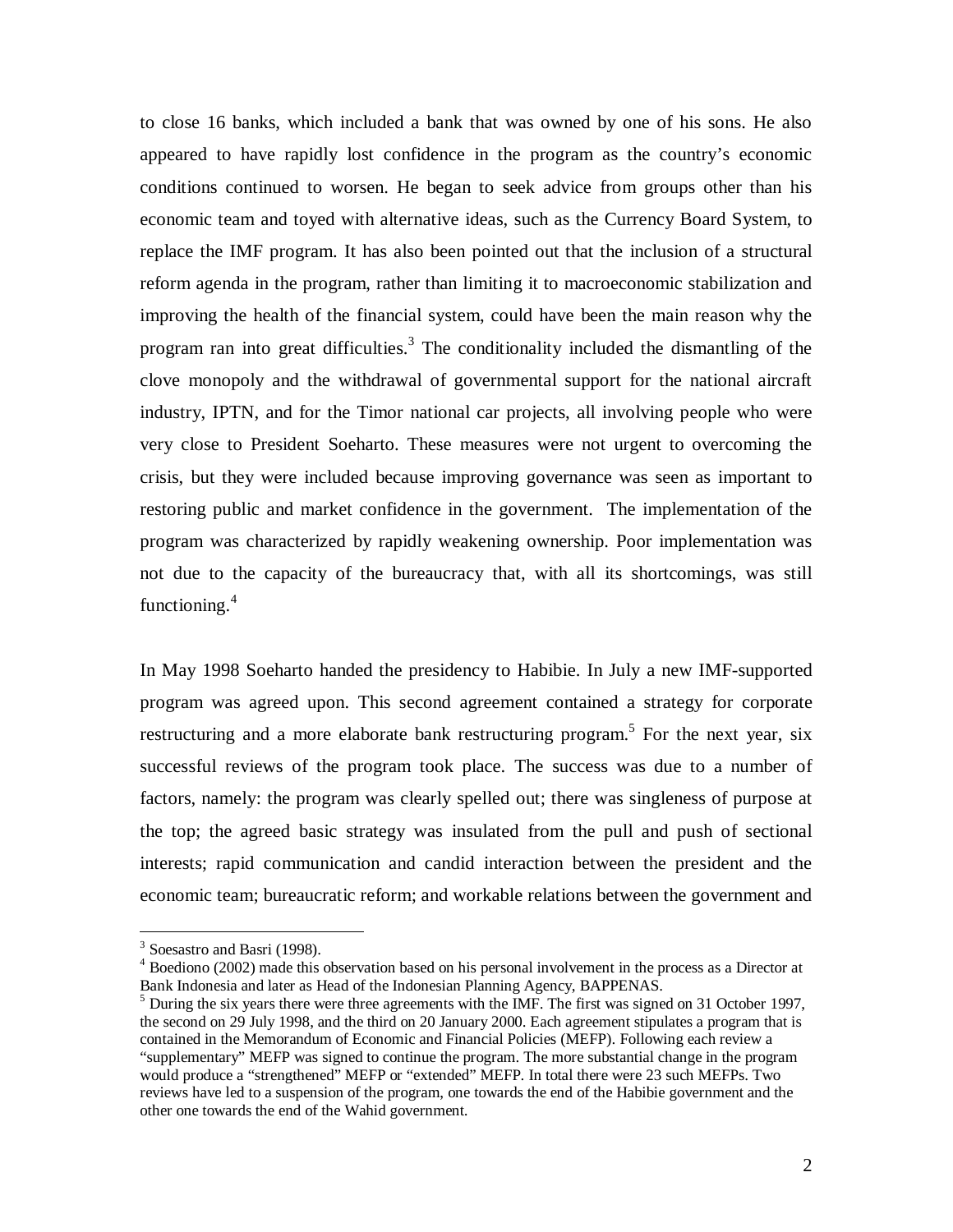to close 16 banks, which included a bank that was owned by one of his sons. He also appeared to have rapidly lost confidence in the program as the country's economic conditions continued to worsen. He began to seek advice from groups other than his economic team and toyed with alternative ideas, such as the Currency Board System, to replace the IMF program. It has also been pointed out that the inclusion of a structural reform agenda in the program, rather than limiting it to macroeconomic stabilization and improving the health of the financial system, could have been the main reason why the program ran into great difficulties.[3] The conditionality included the dismantling of the clove monopoly and the withdrawal of governmental support for the national aircraft industry, IPTN, and for the Timor national car projects, all involving people who were very close to President Soeharto. These measures were not urgent to overcoming the crisis, but they were included because improving governance was seen as important to restoring public and market confidence in the government. The implementation of the program was characterized by rapidly weakening ownership. Poor implementation was not due to the capacity of the bureaucracy that, with all its shortcomings, was still functioning.[4]

In May 1998 Soeharto handed the presidency to Habibie. In July a new IMF-supported program was agreed upon. This second agreement contained a strategy for corporate restructuring and a more elaborate bank restructuring program.[5] For the next year, six successful reviews of the program took place. The success was due to a number of factors, namely: the program was clearly spelled out; there was singleness of purpose at the top; the agreed basic strategy was insulated from the pull and push of sectional interests; rapid communication and candid interaction between the president and the economic team; bureaucratic reform; and workable relations between the government and

---

[3] Soesastro and Basri (1998).

[4] Boediono (2002) made this observation based on his personal involvement in the process as a Director at Bank Indonesia and later as Head of the Indonesian Planning Agency, BAPPENAS.

[5] During the six years there were three agreements with the IMF. The first was signed on 31 October 1997, the second on 29 July 1998, and the third on 20 January 2000. Each agreement stipulates a program that is contained in the Memorandum of Economic and Financial Policies (MEFP). Following each review a "supplementary" MEFP was signed to continue the program. The more substantial change in the program would produce a "strengthened" MEFP or "extended" MEFP. In total there were 23 such MEFPs. Two reviews have led to a suspension of the program, one towards the end of the Habibie government and the other one towards the end of the Wahid government.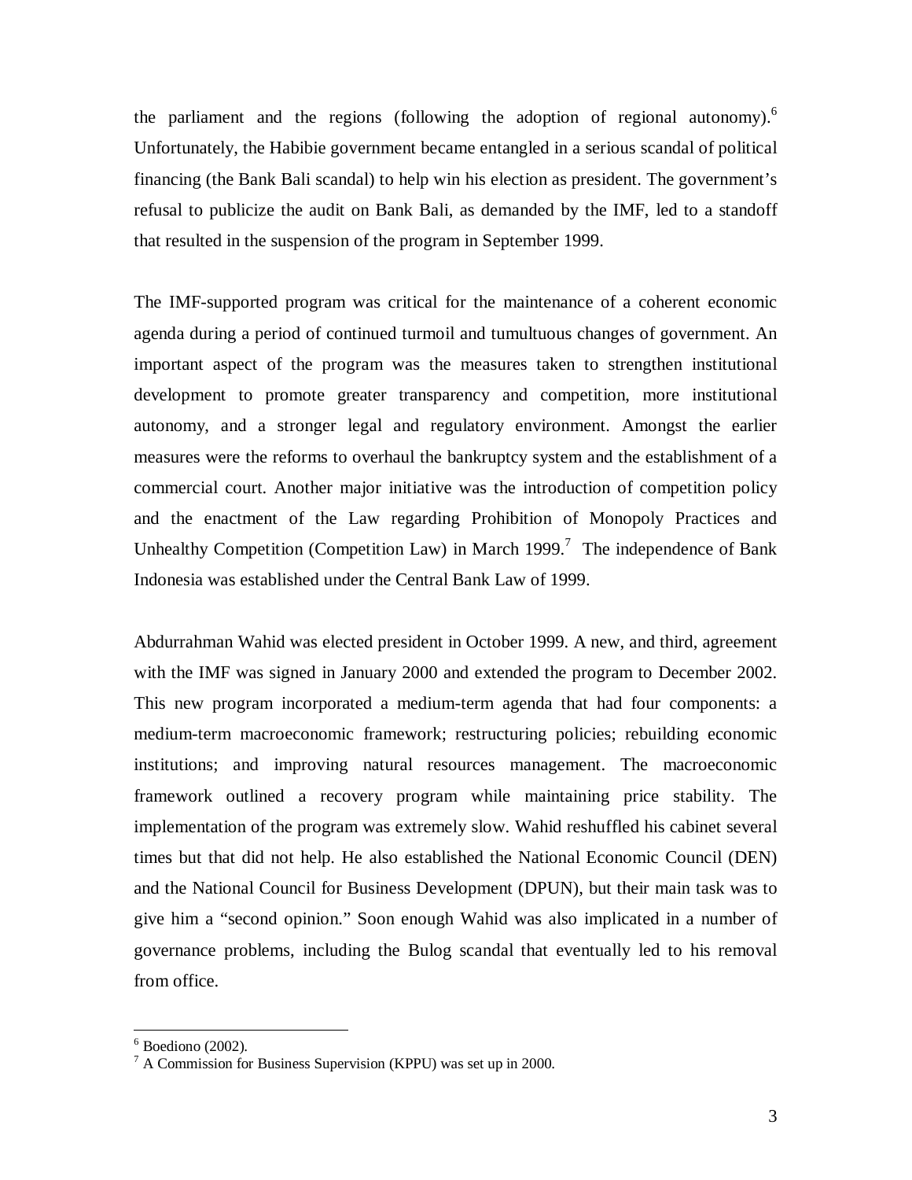the parliament and the regions (following the adoption of regional autonomy).[6] Unfortunately, the Habibie government became entangled in a serious scandal of political financing (the Bank Bali scandal) to help win his election as president. The government's refusal to publicize the audit on Bank Bali, as demanded by the IMF, led to a standoff that resulted in the suspension of the program in September 1999.

The IMF-supported program was critical for the maintenance of a coherent economic agenda during a period of continued turmoil and tumultuous changes of government. An important aspect of the program was the measures taken to strengthen institutional development to promote greater transparency and competition, more institutional autonomy, and a stronger legal and regulatory environment. Amongst the earlier measures were the reforms to overhaul the bankruptcy system and the establishment of a commercial court. Another major initiative was the introduction of competition policy and the enactment of the Law regarding Prohibition of Monopoly Practices and Unhealthy Competition (Competition Law) in March 1999.[7] The independence of Bank Indonesia was established under the Central Bank Law of 1999.

Abdurrahman Wahid was elected president in October 1999. A new, and third, agreement with the IMF was signed in January 2000 and extended the program to December 2002. This new program incorporated a medium-term agenda that had four components: a medium-term macroeconomic framework; restructuring policies; rebuilding economic institutions; and improving natural resources management. The macroeconomic framework outlined a recovery program while maintaining price stability. The implementation of the program was extremely slow. Wahid reshuffled his cabinet several times but that did not help. He also established the National Economic Council (DEN) and the National Council for Business Development (DPUN), but their main task was to give him a "second opinion." Soon enough Wahid was also implicated in a number of governance problems, including the Bulog scandal that eventually led to his removal from office.

---

[6] Boediono (2002).

[7] A Commission for Business Supervision (KPPU) was set up in 2000.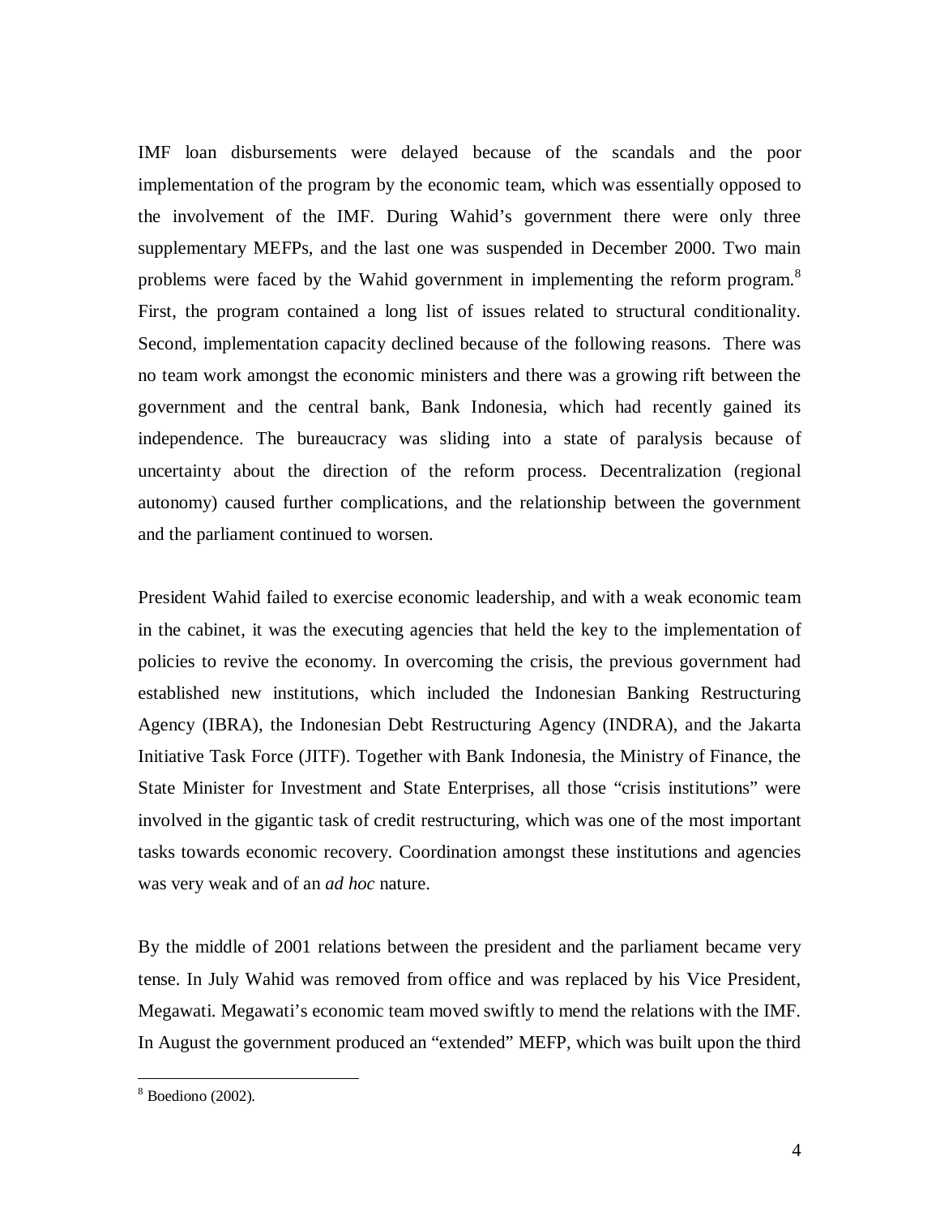IMF loan disbursements were delayed because of the scandals and the poor implementation of the program by the economic team, which was essentially opposed to the involvement of the IMF. During Wahid's government there were only three supplementary MEFPs, and the last one was suspended in December 2000. Two main problems were faced by the Wahid government in implementing the reform program.[8] First, the program contained a long list of issues related to structural conditionality. Second, implementation capacity declined because of the following reasons. There was no team work amongst the economic ministers and there was a growing rift between the government and the central bank, Bank Indonesia, which had recently gained its independence. The bureaucracy was sliding into a state of paralysis because of uncertainty about the direction of the reform process. Decentralization (regional autonomy) caused further complications, and the relationship between the government and the parliament continued to worsen.

President Wahid failed to exercise economic leadership, and with a weak economic team in the cabinet, it was the executing agencies that held the key to the implementation of policies to revive the economy. In overcoming the crisis, the previous government had established new institutions, which included the Indonesian Banking Restructuring Agency (IBRA), the Indonesian Debt Restructuring Agency (INDRA), and the Jakarta Initiative Task Force (JITF). Together with Bank Indonesia, the Ministry of Finance, the State Minister for Investment and State Enterprises, all those "crisis institutions" were involved in the gigantic task of credit restructuring, which was one of the most important tasks towards economic recovery. Coordination amongst these institutions and agencies was very weak and of an *ad hoc* nature.

By the middle of 2001 relations between the president and the parliament became very tense. In July Wahid was removed from office and was replaced by his Vice President, Megawati. Megawati's economic team moved swiftly to mend the relations with the IMF. In August the government produced an "extended" MEFP, which was built upon the third

[8] Boediono (2002).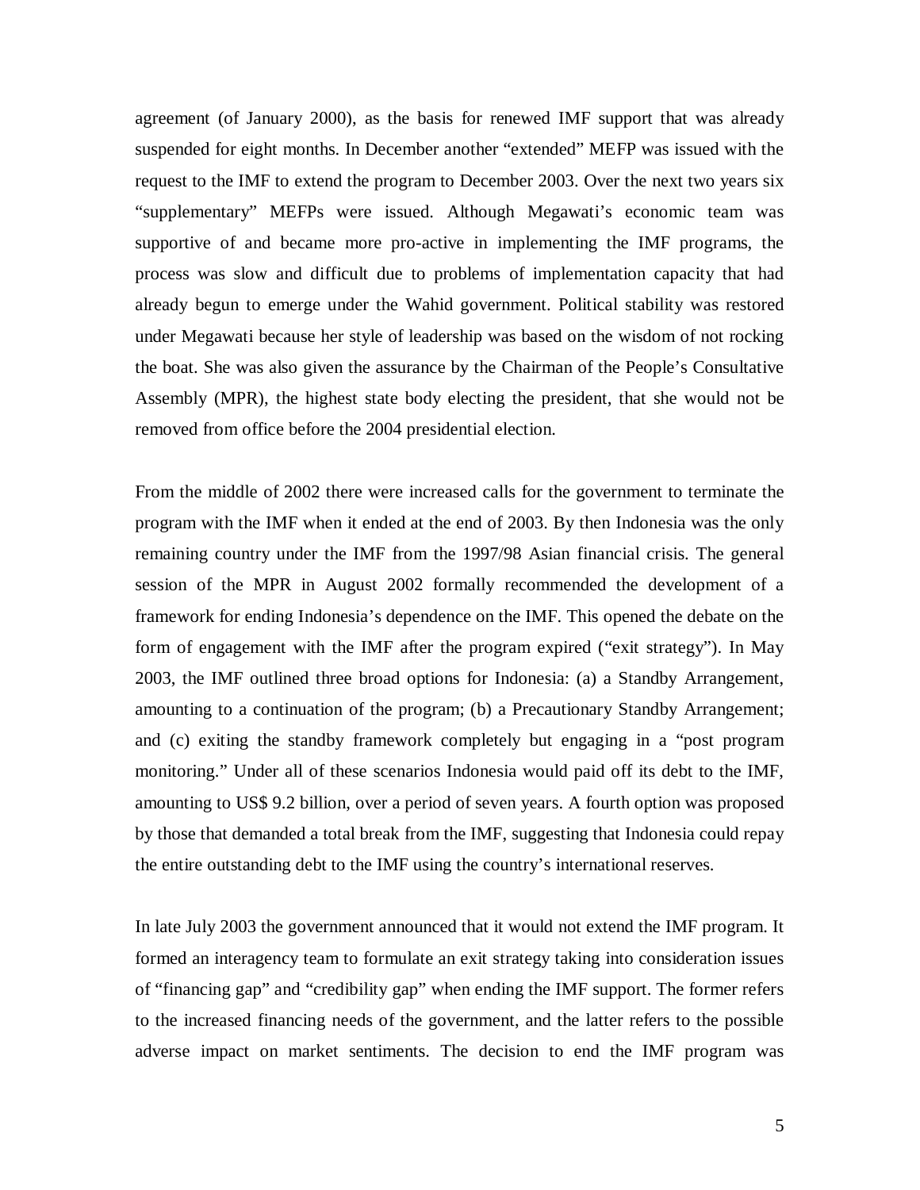agreement (of January 2000), as the basis for renewed IMF support that was already suspended for eight months. In December another "extended" MEFP was issued with the request to the IMF to extend the program to December 2003. Over the next two years six "supplementary" MEFPs were issued. Although Megawati's economic team was supportive of and became more pro-active in implementing the IMF programs, the process was slow and difficult due to problems of implementation capacity that had already begun to emerge under the Wahid government. Political stability was restored under Megawati because her style of leadership was based on the wisdom of not rocking the boat. She was also given the assurance by the Chairman of the People's Consultative Assembly (MPR), the highest state body electing the president, that she would not be removed from office before the 2004 presidential election.

From the middle of 2002 there were increased calls for the government to terminate the program with the IMF when it ended at the end of 2003. By then Indonesia was the only remaining country under the IMF from the 1997/98 Asian financial crisis. The general session of the MPR in August 2002 formally recommended the development of a framework for ending Indonesia's dependence on the IMF. This opened the debate on the form of engagement with the IMF after the program expired ("exit strategy"). In May 2003, the IMF outlined three broad options for Indonesia: (a) a Standby Arrangement, amounting to a continuation of the program; (b) a Precautionary Standby Arrangement; and (c) exiting the standby framework completely but engaging in a "post program monitoring." Under all of these scenarios Indonesia would paid off its debt to the IMF, amounting to US$ 9.2 billion, over a period of seven years. A fourth option was proposed by those that demanded a total break from the IMF, suggesting that Indonesia could repay the entire outstanding debt to the IMF using the country's international reserves.

In late July 2003 the government announced that it would not extend the IMF program. It formed an interagency team to formulate an exit strategy taking into consideration issues of "financing gap" and "credibility gap" when ending the IMF support. The former refers to the increased financing needs of the government, and the latter refers to the possible adverse impact on market sentiments. The decision to end the IMF program was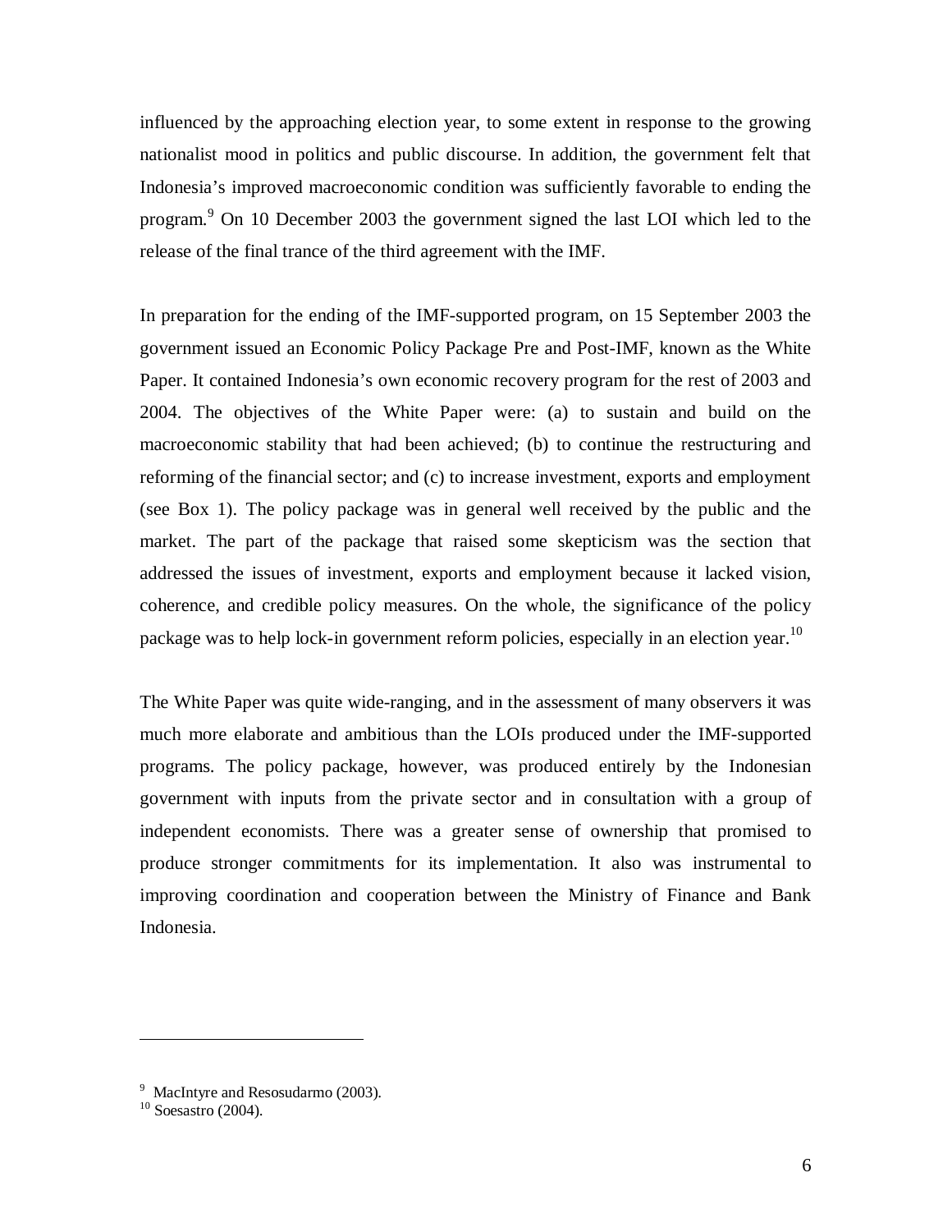influenced by the approaching election year, to some extent in response to the growing nationalist mood in politics and public discourse. In addition, the government felt that Indonesia's improved macroeconomic condition was sufficiently favorable to ending the program.[9] On 10 December 2003 the government signed the last LOI which led to the release of the final trance of the third agreement with the IMF.

In preparation for the ending of the IMF-supported program, on 15 September 2003 the government issued an Economic Policy Package Pre and Post-IMF, known as the White Paper. It contained Indonesia's own economic recovery program for the rest of 2003 and 2004. The objectives of the White Paper were: (a) to sustain and build on the macroeconomic stability that had been achieved; (b) to continue the restructuring and reforming of the financial sector; and (c) to increase investment, exports and employment (see Box 1). The policy package was in general well received by the public and the market. The part of the package that raised some skepticism was the section that addressed the issues of investment, exports and employment because it lacked vision, coherence, and credible policy measures. On the whole, the significance of the policy package was to help lock-in government reform policies, especially in an election year.[10]

The White Paper was quite wide-ranging, and in the assessment of many observers it was much more elaborate and ambitious than the LOIs produced under the IMF-supported programs. The policy package, however, was produced entirely by the Indonesian government with inputs from the private sector and in consultation with a group of independent economists. There was a greater sense of ownership that promised to produce stronger commitments for its implementation. It also was instrumental to improving coordination and cooperation between the Ministry of Finance and Bank Indonesia.

---

[9] MacIntyre and Resosudarmo (2003).

[10] Soesastro (2004).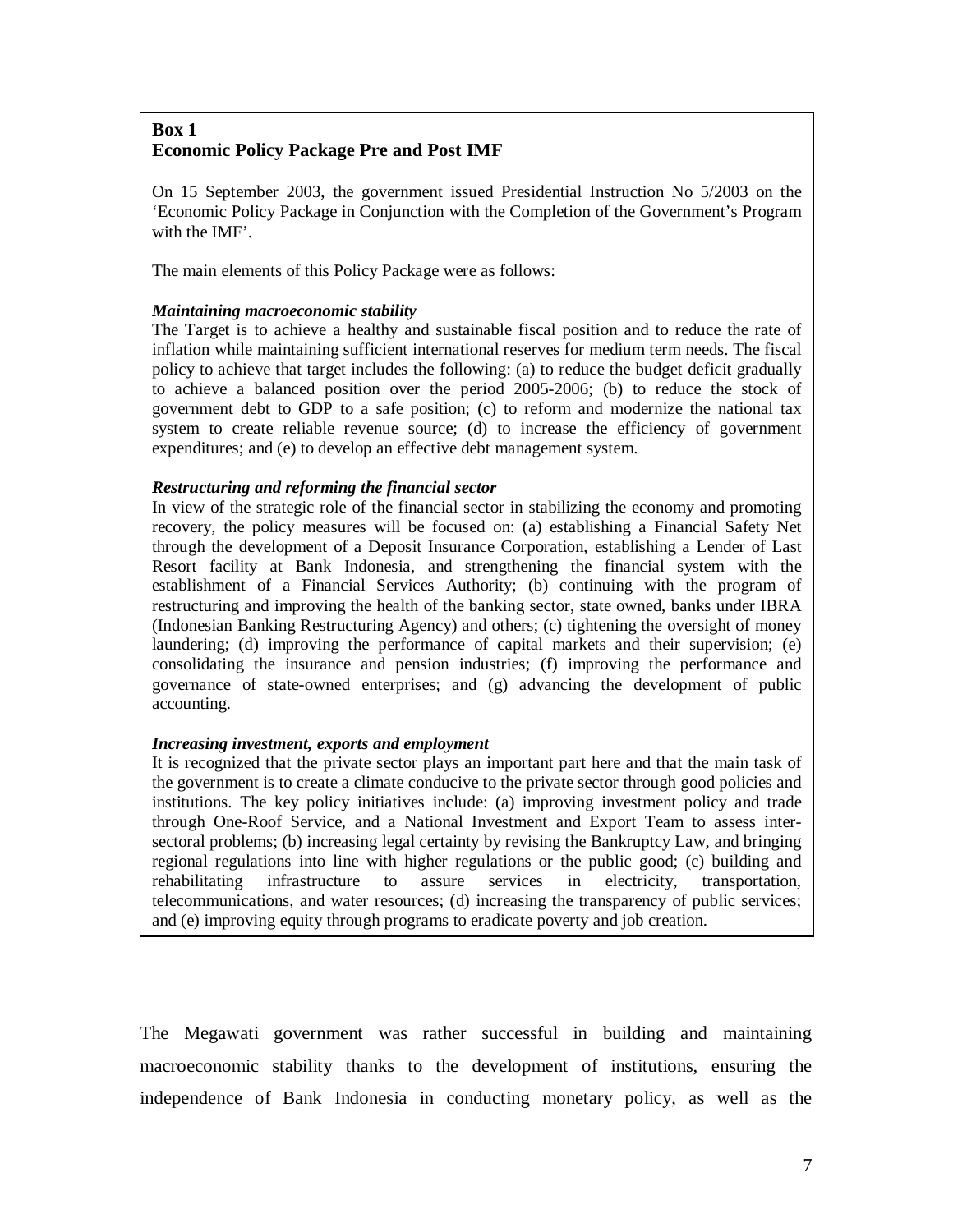**Box 1**
**Economic Policy Package Pre and Post IMF**

On 15 September 2003, the government issued Presidential Instruction No 5/2003 on the 'Economic Policy Package in Conjunction with the Completion of the Government's Program with the IMF'.

The main elements of this Policy Package were as follows:

***Maintaining macroeconomic stability***

The Target is to achieve a healthy and sustainable fiscal position and to reduce the rate of inflation while maintaining sufficient international reserves for medium term needs. The fiscal policy to achieve that target includes the following: (a) to reduce the budget deficit gradually to achieve a balanced position over the period 2005-2006; (b) to reduce the stock of government debt to GDP to a safe position; (c) to reform and modernize the national tax system to create reliable revenue source; (d) to increase the efficiency of government expenditures; and (e) to develop an effective debt management system.

***Restructuring and reforming the financial sector***

In view of the strategic role of the financial sector in stabilizing the economy and promoting recovery, the policy measures will be focused on: (a) establishing a Financial Safety Net through the development of a Deposit Insurance Corporation, establishing a Lender of Last Resort facility at Bank Indonesia, and strengthening the financial system with the establishment of a Financial Services Authority; (b) continuing with the program of restructuring and improving the health of the banking sector, state owned, banks under IBRA (Indonesian Banking Restructuring Agency) and others; (c) tightening the oversight of money laundering; (d) improving the performance of capital markets and their supervision; (e) consolidating the insurance and pension industries; (f) improving the performance and governance of state-owned enterprises; and (g) advancing the development of public accounting.

***Increasing investment, exports and employment***

It is recognized that the private sector plays an important part here and that the main task of the government is to create a climate conducive to the private sector through good policies and institutions. The key policy initiatives include: (a) improving investment policy and trade through One-Roof Service, and a National Investment and Export Team to assess inter-sectoral problems; (b) increasing legal certainty by revising the Bankruptcy Law, and bringing regional regulations into line with higher regulations or the public good; (c) building and rehabilitating infrastructure to assure services in electricity, transportation, telecommunications, and water resources; (d) increasing the transparency of public services; and (e) improving equity through programs to eradicate poverty and job creation.

The Megawati government was rather successful in building and maintaining macroeconomic stability thanks to the development of institutions, ensuring the independence of Bank Indonesia in conducting monetary policy, as well as the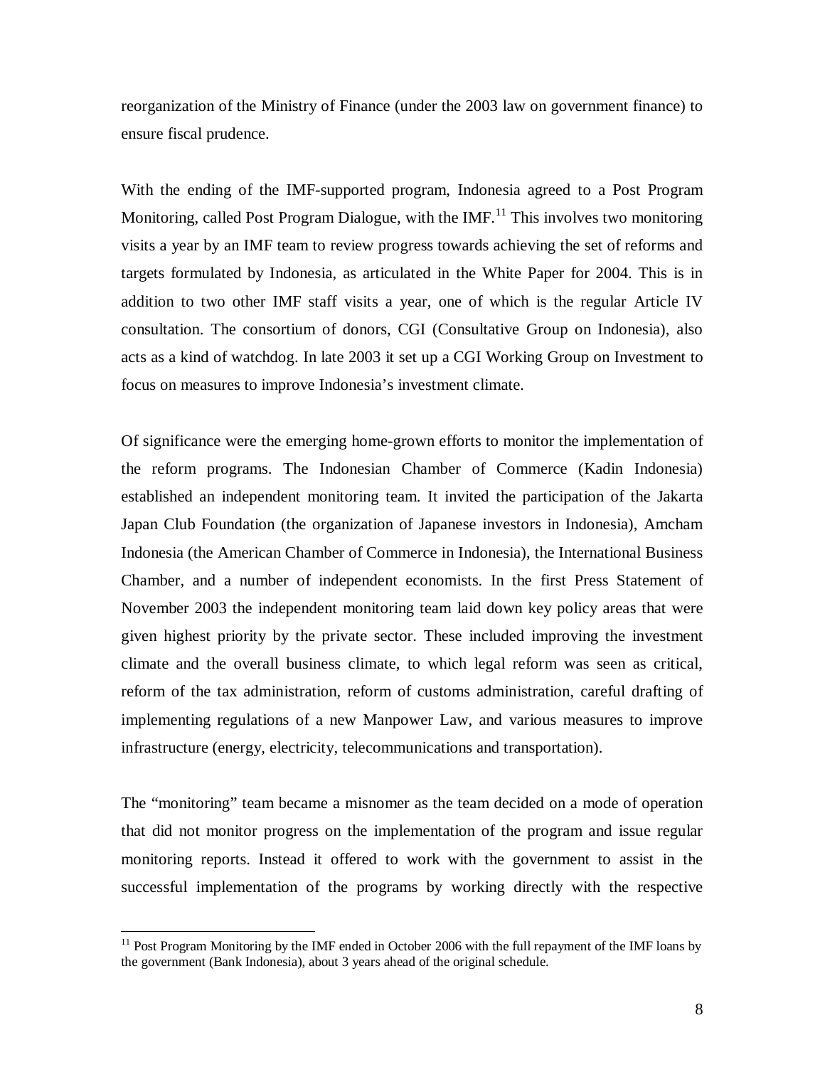reorganization of the Ministry of Finance (under the 2003 law on government finance) to ensure fiscal prudence.

With the ending of the IMF-supported program, Indonesia agreed to a Post Program Monitoring, called Post Program Dialogue, with the IMF.[11] This involves two monitoring visits a year by an IMF team to review progress towards achieving the set of reforms and targets formulated by Indonesia, as articulated in the White Paper for 2004. This is in addition to two other IMF staff visits a year, one of which is the regular Article IV consultation. The consortium of donors, CGI (Consultative Group on Indonesia), also acts as a kind of watchdog. In late 2003 it set up a CGI Working Group on Investment to focus on measures to improve Indonesia's investment climate.

Of significance were the emerging home-grown efforts to monitor the implementation of the reform programs. The Indonesian Chamber of Commerce (Kadin Indonesia) established an independent monitoring team. It invited the participation of the Jakarta Japan Club Foundation (the organization of Japanese investors in Indonesia), Amcham Indonesia (the American Chamber of Commerce in Indonesia), the International Business Chamber, and a number of independent economists. In the first Press Statement of November 2003 the independent monitoring team laid down key policy areas that were given highest priority by the private sector. These included improving the investment climate and the overall business climate, to which legal reform was seen as critical, reform of the tax administration, reform of customs administration, careful drafting of implementing regulations of a new Manpower Law, and various measures to improve infrastructure (energy, electricity, telecommunications and transportation).

The "monitoring" team became a misnomer as the team decided on a mode of operation that did not monitor progress on the implementation of the program and issue regular monitoring reports. Instead it offered to work with the government to assist in the successful implementation of the programs by working directly with the respective

---

[11] Post Program Monitoring by the IMF ended in October 2006 with the full repayment of the IMF loans by the government (Bank Indonesia), about 3 years ahead of the original schedule.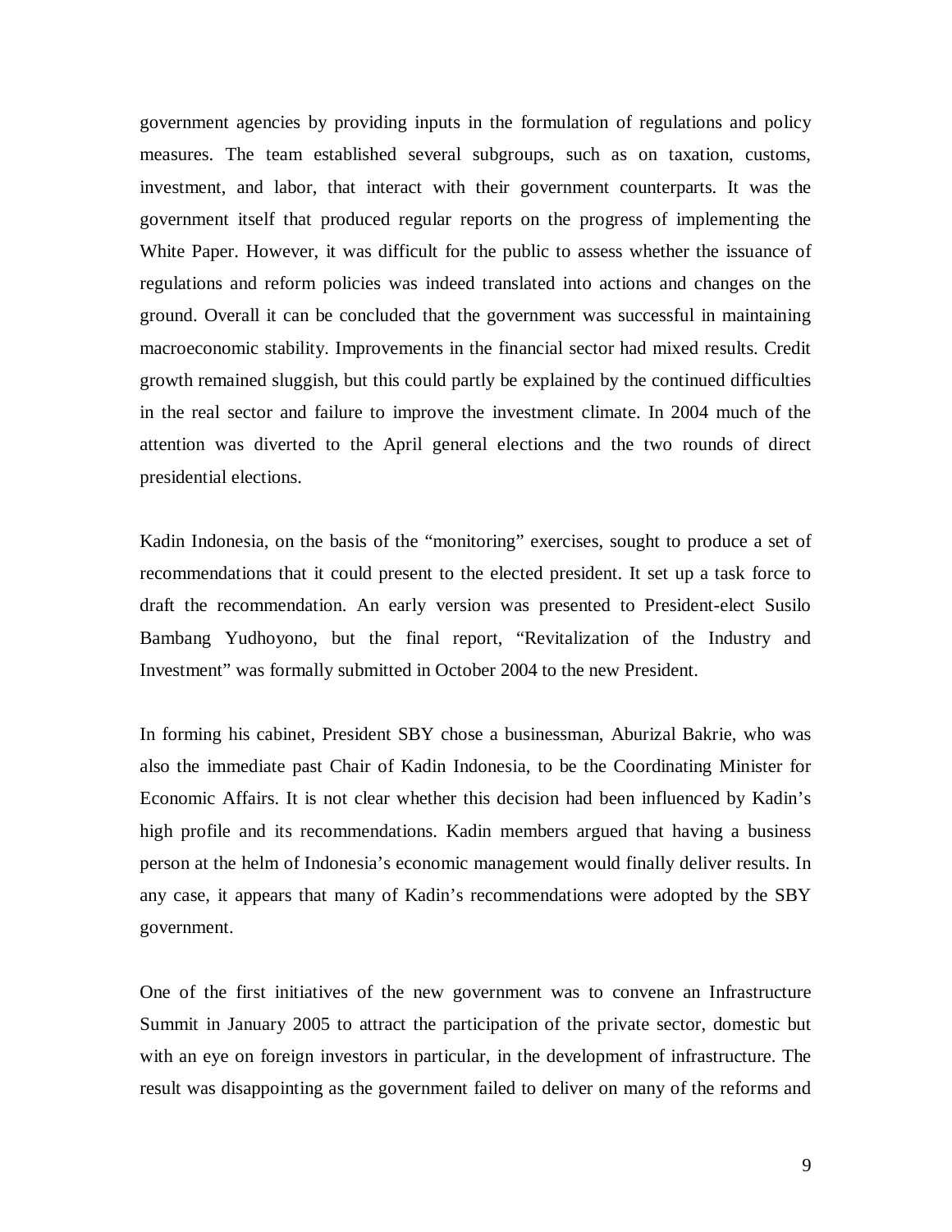government agencies by providing inputs in the formulation of regulations and policy measures. The team established several subgroups, such as on taxation, customs, investment, and labor, that interact with their government counterparts. It was the government itself that produced regular reports on the progress of implementing the White Paper. However, it was difficult for the public to assess whether the issuance of regulations and reform policies was indeed translated into actions and changes on the ground. Overall it can be concluded that the government was successful in maintaining macroeconomic stability. Improvements in the financial sector had mixed results. Credit growth remained sluggish, but this could partly be explained by the continued difficulties in the real sector and failure to improve the investment climate. In 2004 much of the attention was diverted to the April general elections and the two rounds of direct presidential elections.

Kadin Indonesia, on the basis of the "monitoring" exercises, sought to produce a set of recommendations that it could present to the elected president. It set up a task force to draft the recommendation. An early version was presented to President-elect Susilo Bambang Yudhoyono, but the final report, "Revitalization of the Industry and Investment" was formally submitted in October 2004 to the new President.

In forming his cabinet, President SBY chose a businessman, Aburizal Bakrie, who was also the immediate past Chair of Kadin Indonesia, to be the Coordinating Minister for Economic Affairs. It is not clear whether this decision had been influenced by Kadin's high profile and its recommendations. Kadin members argued that having a business person at the helm of Indonesia's economic management would finally deliver results. In any case, it appears that many of Kadin's recommendations were adopted by the SBY government.

One of the first initiatives of the new government was to convene an Infrastructure Summit in January 2005 to attract the participation of the private sector, domestic but with an eye on foreign investors in particular, in the development of infrastructure. The result was disappointing as the government failed to deliver on many of the reforms and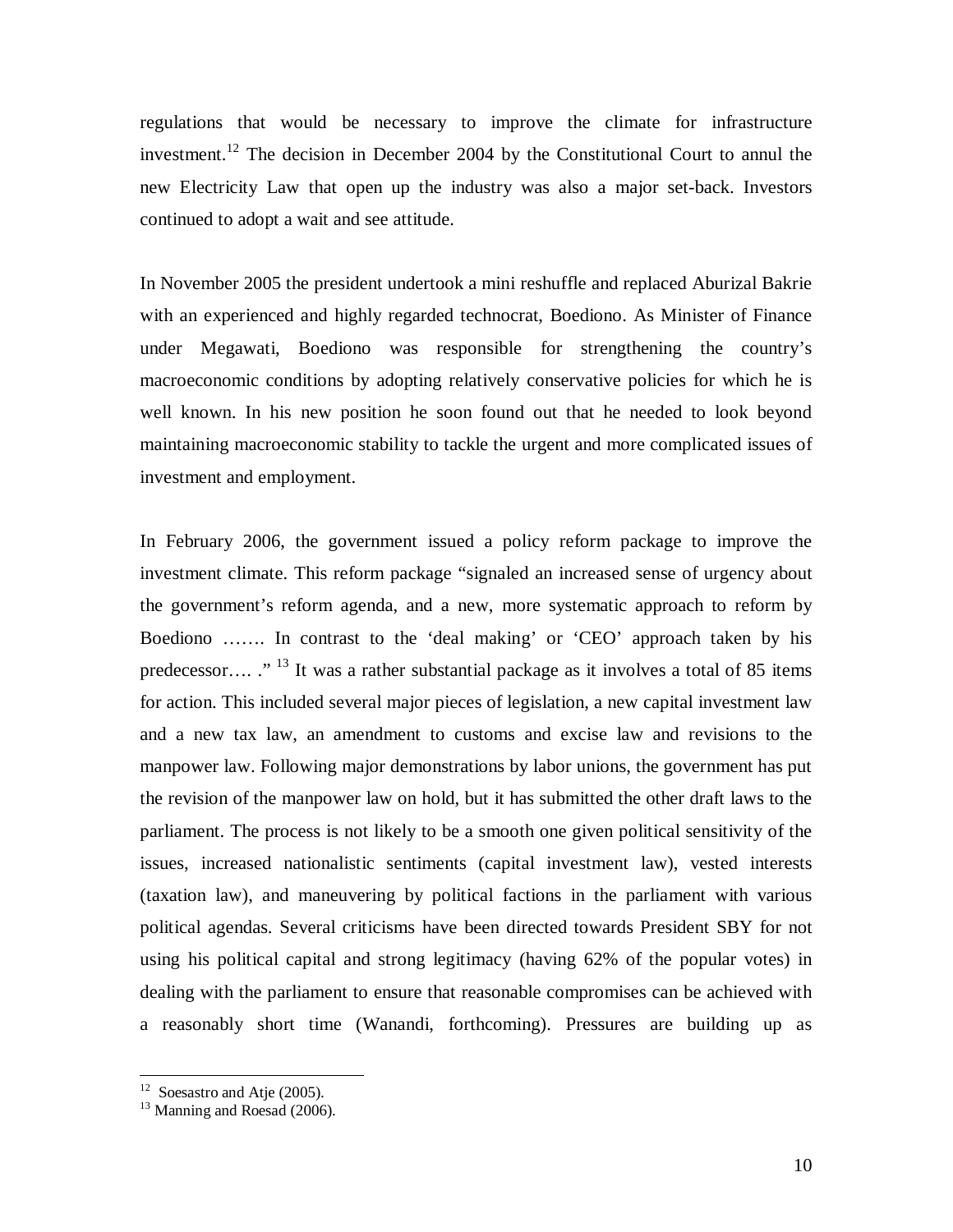regulations that would be necessary to improve the climate for infrastructure investment.[12] The decision in December 2004 by the Constitutional Court to annul the new Electricity Law that open up the industry was also a major set-back. Investors continued to adopt a wait and see attitude.

In November 2005 the president undertook a mini reshuffle and replaced Aburizal Bakrie with an experienced and highly regarded technocrat, Boediono. As Minister of Finance under Megawati, Boediono was responsible for strengthening the country's macroeconomic conditions by adopting relatively conservative policies for which he is well known. In his new position he soon found out that he needed to look beyond maintaining macroeconomic stability to tackle the urgent and more complicated issues of investment and employment.

In February 2006, the government issued a policy reform package to improve the investment climate. This reform package "signaled an increased sense of urgency about the government's reform agenda, and a new, more systematic approach to reform by Boediono ……. In contrast to the 'deal making' or 'CEO' approach taken by his predecessor…. ."[13] It was a rather substantial package as it involves a total of 85 items for action. This included several major pieces of legislation, a new capital investment law and a new tax law, an amendment to customs and excise law and revisions to the manpower law. Following major demonstrations by labor unions, the government has put the revision of the manpower law on hold, but it has submitted the other draft laws to the parliament. The process is not likely to be a smooth one given political sensitivity of the issues, increased nationalistic sentiments (capital investment law), vested interests (taxation law), and maneuvering by political factions in the parliament with various political agendas. Several criticisms have been directed towards President SBY for not using his political capital and strong legitimacy (having 62% of the popular votes) in dealing with the parliament to ensure that reasonable compromises can be achieved with a reasonably short time (Wanandi, forthcoming). Pressures are building up as

[12] Soesastro and Atje (2005).

[13] Manning and Roesad (2006).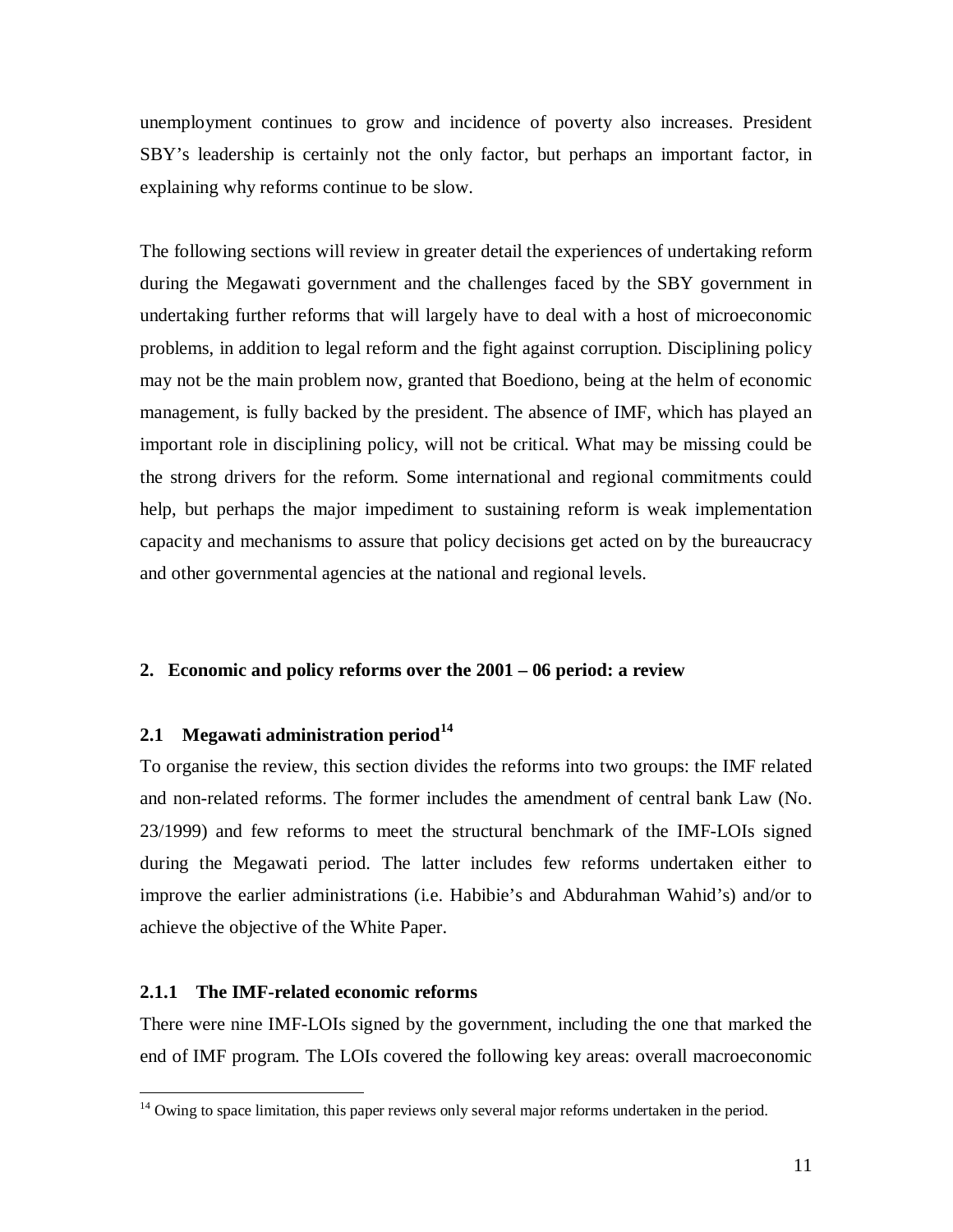unemployment continues to grow and incidence of poverty also increases. President SBY's leadership is certainly not the only factor, but perhaps an important factor, in explaining why reforms continue to be slow.

The following sections will review in greater detail the experiences of undertaking reform during the Megawati government and the challenges faced by the SBY government in undertaking further reforms that will largely have to deal with a host of microeconomic problems, in addition to legal reform and the fight against corruption. Disciplining policy may not be the main problem now, granted that Boediono, being at the helm of economic management, is fully backed by the president. The absence of IMF, which has played an important role in disciplining policy, will not be critical. What may be missing could be the strong drivers for the reform. Some international and regional commitments could help, but perhaps the major impediment to sustaining reform is weak implementation capacity and mechanisms to assure that policy decisions get acted on by the bureaucracy and other governmental agencies at the national and regional levels.

## 2. Economic and policy reforms over the 2001 – 06 period: a review

### 2.1 Megawati administration period[14]

To organise the review, this section divides the reforms into two groups: the IMF related and non-related reforms. The former includes the amendment of central bank Law (No. 23/1999) and few reforms to meet the structural benchmark of the IMF-LOIs signed during the Megawati period. The latter includes few reforms undertaken either to improve the earlier administrations (i.e. Habibie's and Abdurahman Wahid's) and/or to achieve the objective of the White Paper.

#### 2.1.1 The IMF-related economic reforms

There were nine IMF-LOIs signed by the government, including the one that marked the end of IMF program. The LOIs covered the following key areas: overall macroeconomic

[14] Owing to space limitation, this paper reviews only several major reforms undertaken in the period.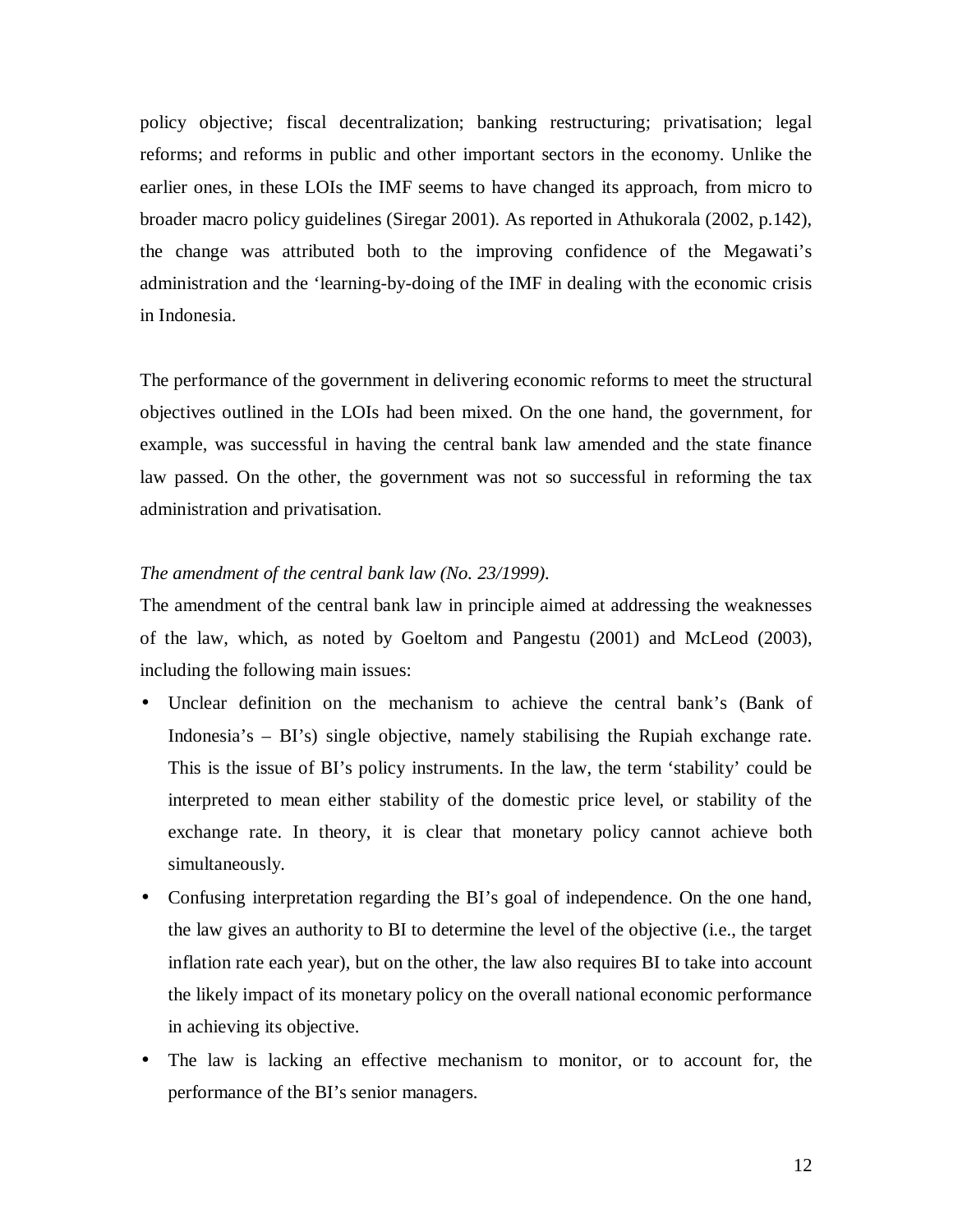policy objective; fiscal decentralization; banking restructuring; privatisation; legal reforms; and reforms in public and other important sectors in the economy. Unlike the earlier ones, in these LOIs the IMF seems to have changed its approach, from micro to broader macro policy guidelines (Siregar 2001). As reported in Athukorala (2002, p.142), the change was attributed both to the improving confidence of the Megawati's administration and the 'learning-by-doing of the IMF in dealing with the economic crisis in Indonesia.

The performance of the government in delivering economic reforms to meet the structural objectives outlined in the LOIs had been mixed. On the one hand, the government, for example, was successful in having the central bank law amended and the state finance law passed. On the other, the government was not so successful in reforming the tax administration and privatisation.

*The amendment of the central bank law (No. 23/1999).*

The amendment of the central bank law in principle aimed at addressing the weaknesses of the law, which, as noted by Goeltom and Pangestu (2001) and McLeod (2003), including the following main issues:

- Unclear definition on the mechanism to achieve the central bank's (Bank of Indonesia's – BI's) single objective, namely stabilising the Rupiah exchange rate. This is the issue of BI's policy instruments. In the law, the term 'stability' could be interpreted to mean either stability of the domestic price level, or stability of the exchange rate. In theory, it is clear that monetary policy cannot achieve both simultaneously.
- Confusing interpretation regarding the BI's goal of independence. On the one hand, the law gives an authority to BI to determine the level of the objective (i.e., the target inflation rate each year), but on the other, the law also requires BI to take into account the likely impact of its monetary policy on the overall national economic performance in achieving its objective.
- The law is lacking an effective mechanism to monitor, or to account for, the performance of the BI's senior managers.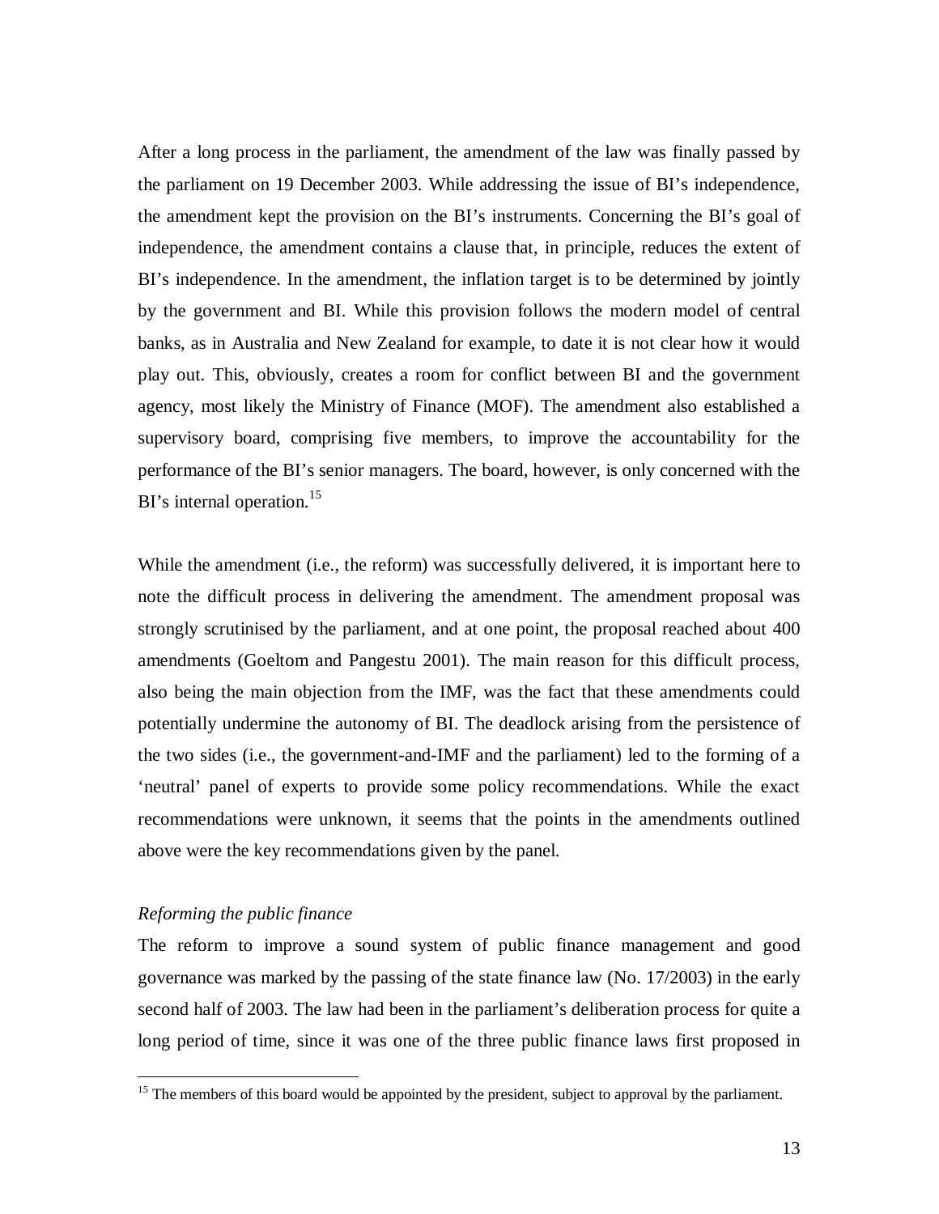After a long process in the parliament, the amendment of the law was finally passed by the parliament on 19 December 2003. While addressing the issue of BI's independence, the amendment kept the provision on the BI's instruments. Concerning the BI's goal of independence, the amendment contains a clause that, in principle, reduces the extent of BI's independence. In the amendment, the inflation target is to be determined by jointly by the government and BI. While this provision follows the modern model of central banks, as in Australia and New Zealand for example, to date it is not clear how it would play out. This, obviously, creates a room for conflict between BI and the government agency, most likely the Ministry of Finance (MOF). The amendment also established a supervisory board, comprising five members, to improve the accountability for the performance of the BI's senior managers. The board, however, is only concerned with the BI's internal operation.[15]

While the amendment (i.e., the reform) was successfully delivered, it is important here to note the difficult process in delivering the amendment. The amendment proposal was strongly scrutinised by the parliament, and at one point, the proposal reached about 400 amendments (Goeltom and Pangestu 2001). The main reason for this difficult process, also being the main objection from the IMF, was the fact that these amendments could potentially undermine the autonomy of BI. The deadlock arising from the persistence of the two sides (i.e., the government-and-IMF and the parliament) led to the forming of a 'neutral' panel of experts to provide some policy recommendations. While the exact recommendations were unknown, it seems that the points in the amendments outlined above were the key recommendations given by the panel.

*Reforming the public finance*

The reform to improve a sound system of public finance management and good governance was marked by the passing of the state finance law (No. 17/2003) in the early second half of 2003. The law had been in the parliament's deliberation process for quite a long period of time, since it was one of the three public finance laws first proposed in

---

[15] The members of this board would be appointed by the president, subject to approval by the parliament.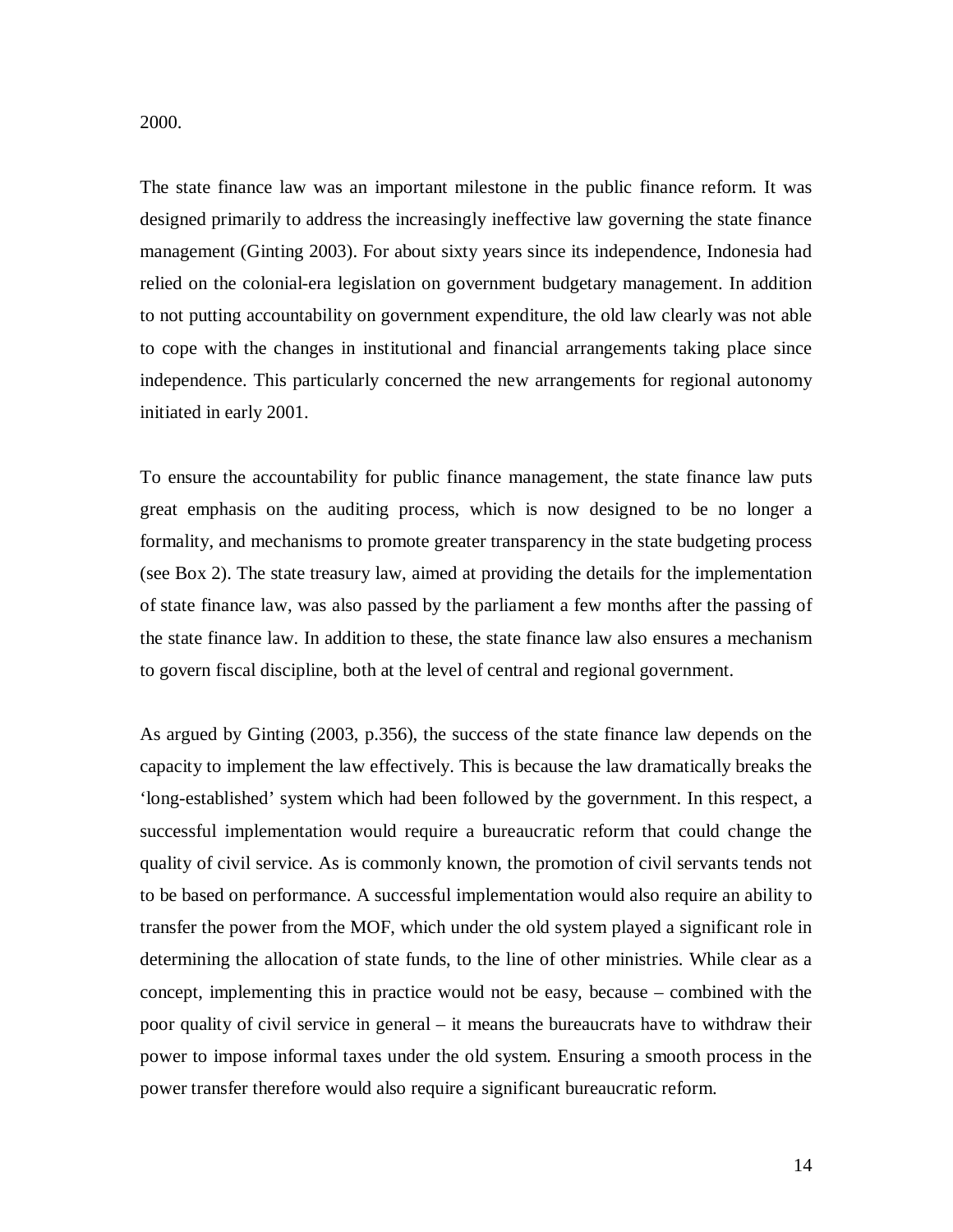2000.

The state finance law was an important milestone in the public finance reform. It was designed primarily to address the increasingly ineffective law governing the state finance management (Ginting 2003). For about sixty years since its independence, Indonesia had relied on the colonial-era legislation on government budgetary management. In addition to not putting accountability on government expenditure, the old law clearly was not able to cope with the changes in institutional and financial arrangements taking place since independence. This particularly concerned the new arrangements for regional autonomy initiated in early 2001.

To ensure the accountability for public finance management, the state finance law puts great emphasis on the auditing process, which is now designed to be no longer a formality, and mechanisms to promote greater transparency in the state budgeting process (see Box 2). The state treasury law, aimed at providing the details for the implementation of state finance law, was also passed by the parliament a few months after the passing of the state finance law. In addition to these, the state finance law also ensures a mechanism to govern fiscal discipline, both at the level of central and regional government.

As argued by Ginting (2003, p.356), the success of the state finance law depends on the capacity to implement the law effectively. This is because the law dramatically breaks the 'long-established' system which had been followed by the government. In this respect, a successful implementation would require a bureaucratic reform that could change the quality of civil service. As is commonly known, the promotion of civil servants tends not to be based on performance. A successful implementation would also require an ability to transfer the power from the MOF, which under the old system played a significant role in determining the allocation of state funds, to the line of other ministries. While clear as a concept, implementing this in practice would not be easy, because – combined with the poor quality of civil service in general – it means the bureaucrats have to withdraw their power to impose informal taxes under the old system. Ensuring a smooth process in the power transfer therefore would also require a significant bureaucratic reform.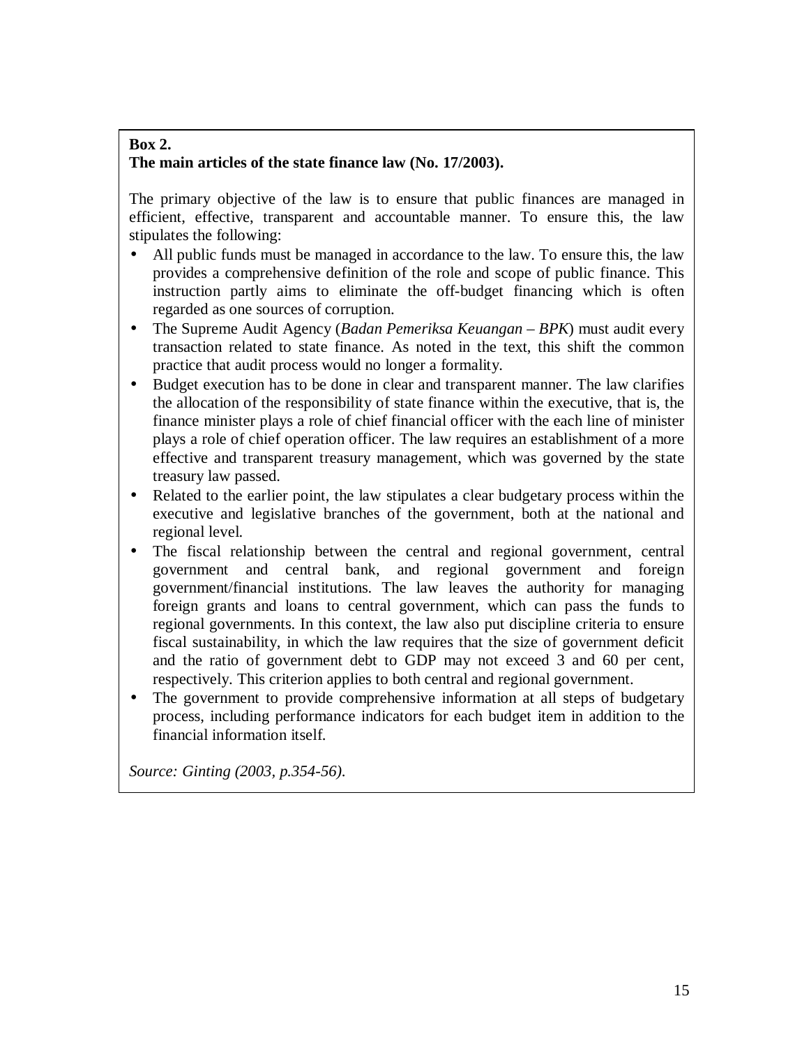**Box 2.**
**The main articles of the state finance law (No. 17/2003).**

The primary objective of the law is to ensure that public finances are managed in efficient, effective, transparent and accountable manner. To ensure this, the law stipulates the following:

- All public funds must be managed in accordance to the law. To ensure this, the law provides a comprehensive definition of the role and scope of public finance. This instruction partly aims to eliminate the off-budget financing which is often regarded as one sources of corruption.
- The Supreme Audit Agency (*Badan Pemeriksa Keuangan – BPK*) must audit every transaction related to state finance. As noted in the text, this shift the common practice that audit process would no longer a formality.
- Budget execution has to be done in clear and transparent manner. The law clarifies the allocation of the responsibility of state finance within the executive, that is, the finance minister plays a role of chief financial officer with the each line of minister plays a role of chief operation officer. The law requires an establishment of a more effective and transparent treasury management, which was governed by the state treasury law passed.
- Related to the earlier point, the law stipulates a clear budgetary process within the executive and legislative branches of the government, both at the national and regional level.
- The fiscal relationship between the central and regional government, central government and central bank, and regional government and foreign government/financial institutions. The law leaves the authority for managing foreign grants and loans to central government, which can pass the funds to regional governments. In this context, the law also put discipline criteria to ensure fiscal sustainability, in which the law requires that the size of government deficit and the ratio of government debt to GDP may not exceed 3 and 60 per cent, respectively. This criterion applies to both central and regional government.
- The government to provide comprehensive information at all steps of budgetary process, including performance indicators for each budget item in addition to the financial information itself.

*Source: Ginting (2003, p.354-56).*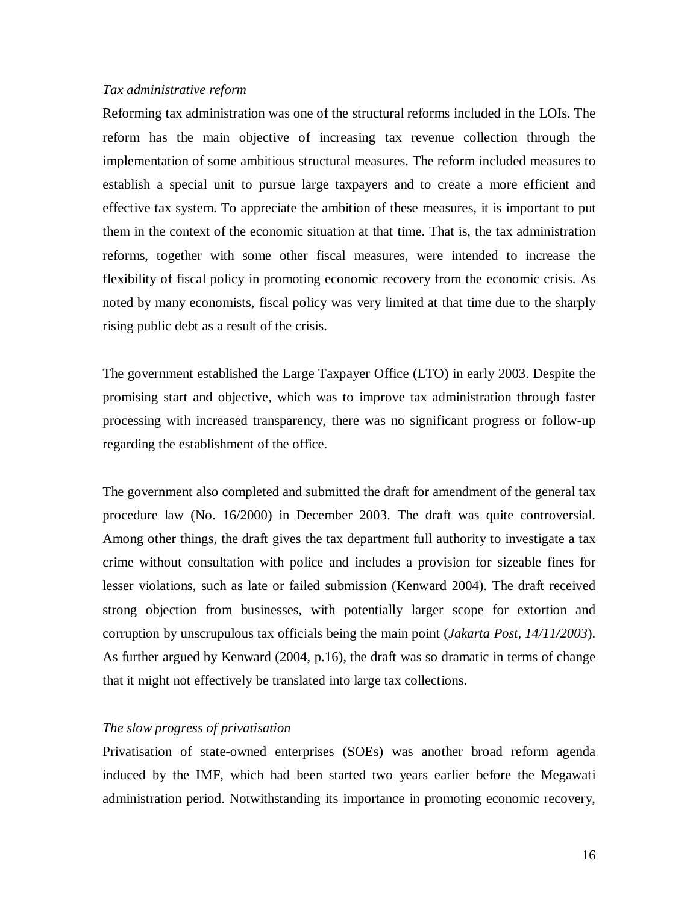*Tax administrative reform*

Reforming tax administration was one of the structural reforms included in the LOIs. The reform has the main objective of increasing tax revenue collection through the implementation of some ambitious structural measures. The reform included measures to establish a special unit to pursue large taxpayers and to create a more efficient and effective tax system. To appreciate the ambition of these measures, it is important to put them in the context of the economic situation at that time. That is, the tax administration reforms, together with some other fiscal measures, were intended to increase the flexibility of fiscal policy in promoting economic recovery from the economic crisis. As noted by many economists, fiscal policy was very limited at that time due to the sharply rising public debt as a result of the crisis.

The government established the Large Taxpayer Office (LTO) in early 2003. Despite the promising start and objective, which was to improve tax administration through faster processing with increased transparency, there was no significant progress or follow-up regarding the establishment of the office.

The government also completed and submitted the draft for amendment of the general tax procedure law (No. 16/2000) in December 2003. The draft was quite controversial. Among other things, the draft gives the tax department full authority to investigate a tax crime without consultation with police and includes a provision for sizeable fines for lesser violations, such as late or failed submission (Kenward 2004). The draft received strong objection from businesses, with potentially larger scope for extortion and corruption by unscrupulous tax officials being the main point (*Jakarta Post, 14/11/2003*). As further argued by Kenward (2004, p.16), the draft was so dramatic in terms of change that it might not effectively be translated into large tax collections.

*The slow progress of privatisation*

Privatisation of state-owned enterprises (SOEs) was another broad reform agenda induced by the IMF, which had been started two years earlier before the Megawati administration period. Notwithstanding its importance in promoting economic recovery,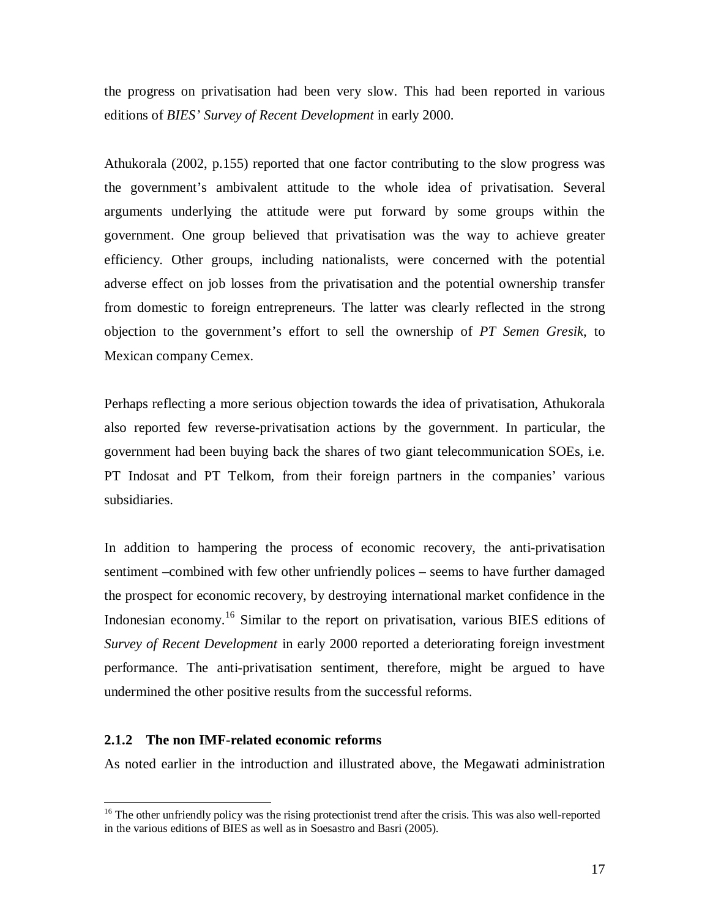the progress on privatisation had been very slow. This had been reported in various editions of *BIES' Survey of Recent Development* in early 2000.

Athukorala (2002, p.155) reported that one factor contributing to the slow progress was the government's ambivalent attitude to the whole idea of privatisation. Several arguments underlying the attitude were put forward by some groups within the government. One group believed that privatisation was the way to achieve greater efficiency. Other groups, including nationalists, were concerned with the potential adverse effect on job losses from the privatisation and the potential ownership transfer from domestic to foreign entrepreneurs. The latter was clearly reflected in the strong objection to the government's effort to sell the ownership of *PT Semen Gresik*, to Mexican company Cemex.

Perhaps reflecting a more serious objection towards the idea of privatisation, Athukorala also reported few reverse-privatisation actions by the government. In particular, the government had been buying back the shares of two giant telecommunication SOEs, i.e. PT Indosat and PT Telkom, from their foreign partners in the companies' various subsidiaries.

In addition to hampering the process of economic recovery, the anti-privatisation sentiment –combined with few other unfriendly polices – seems to have further damaged the prospect for economic recovery, by destroying international market confidence in the Indonesian economy.[16] Similar to the report on privatisation, various BIES editions of *Survey of Recent Development* in early 2000 reported a deteriorating foreign investment performance. The anti-privatisation sentiment, therefore, might be argued to have undermined the other positive results from the successful reforms.

### 2.1.2 The non IMF-related economic reforms

As noted earlier in the introduction and illustrated above, the Megawati administration

[16] The other unfriendly policy was the rising protectionist trend after the crisis. This was also well-reported in the various editions of BIES as well as in Soesastro and Basri (2005).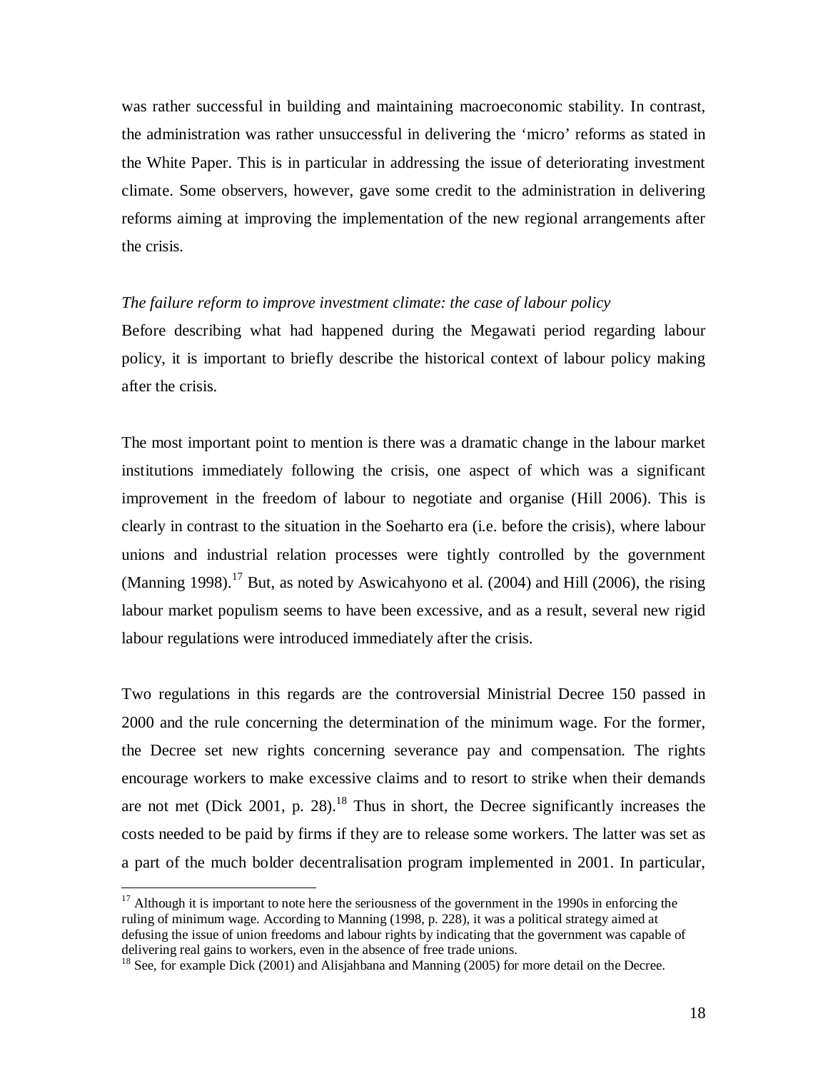was rather successful in building and maintaining macroeconomic stability. In contrast, the administration was rather unsuccessful in delivering the 'micro' reforms as stated in the White Paper. This is in particular in addressing the issue of deteriorating investment climate. Some observers, however, gave some credit to the administration in delivering reforms aiming at improving the implementation of the new regional arrangements after the crisis.

*The failure reform to improve investment climate: the case of labour policy*

Before describing what had happened during the Megawati period regarding labour policy, it is important to briefly describe the historical context of labour policy making after the crisis.

The most important point to mention is there was a dramatic change in the labour market institutions immediately following the crisis, one aspect of which was a significant improvement in the freedom of labour to negotiate and organise (Hill 2006). This is clearly in contrast to the situation in the Soeharto era (i.e. before the crisis), where labour unions and industrial relation processes were tightly controlled by the government (Manning 1998).[17] But, as noted by Aswicahyono et al. (2004) and Hill (2006), the rising labour market populism seems to have been excessive, and as a result, several new rigid labour regulations were introduced immediately after the crisis.

Two regulations in this regards are the controversial Ministrial Decree 150 passed in 2000 and the rule concerning the determination of the minimum wage. For the former, the Decree set new rights concerning severance pay and compensation. The rights encourage workers to make excessive claims and to resort to strike when their demands are not met (Dick 2001, p. 28).[18] Thus in short, the Decree significantly increases the costs needed to be paid by firms if they are to release some workers. The latter was set as a part of the much bolder decentralisation program implemented in 2001. In particular,

[17] Although it is important to note here the seriousness of the government in the 1990s in enforcing the ruling of minimum wage. According to Manning (1998, p. 228), it was a political strategy aimed at defusing the issue of union freedoms and labour rights by indicating that the government was capable of delivering real gains to workers, even in the absence of free trade unions.

[18] See, for example Dick (2001) and Alisjahbana and Manning (2005) for more detail on the Decree.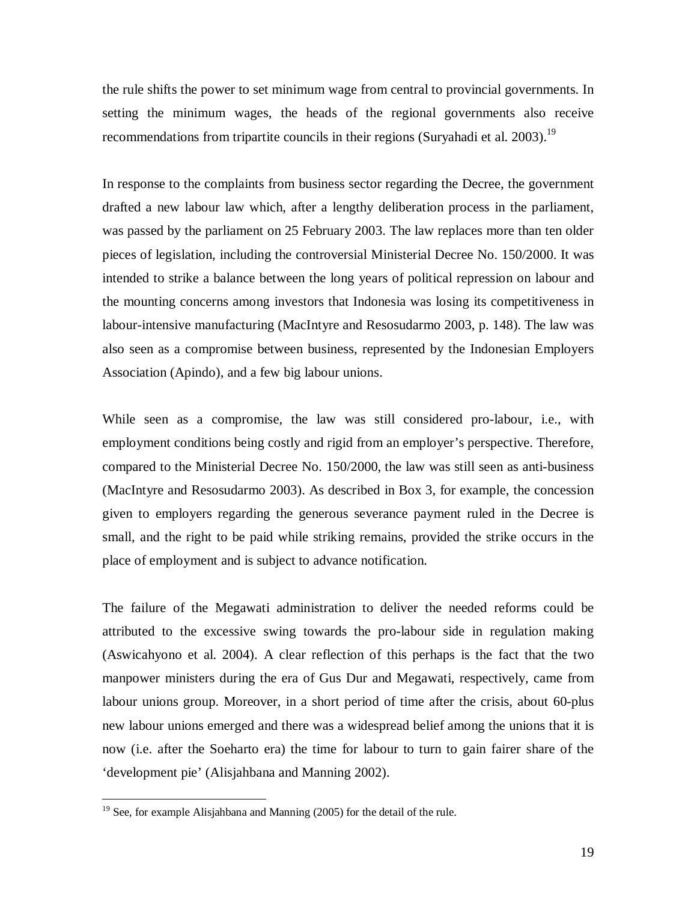the rule shifts the power to set minimum wage from central to provincial governments. In setting the minimum wages, the heads of the regional governments also receive recommendations from tripartite councils in their regions (Suryahadi et al. 2003).[19]

In response to the complaints from business sector regarding the Decree, the government drafted a new labour law which, after a lengthy deliberation process in the parliament, was passed by the parliament on 25 February 2003. The law replaces more than ten older pieces of legislation, including the controversial Ministerial Decree No. 150/2000. It was intended to strike a balance between the long years of political repression on labour and the mounting concerns among investors that Indonesia was losing its competitiveness in labour-intensive manufacturing (MacIntyre and Resosudarmo 2003, p. 148). The law was also seen as a compromise between business, represented by the Indonesian Employers Association (Apindo), and a few big labour unions.

While seen as a compromise, the law was still considered pro-labour, i.e., with employment conditions being costly and rigid from an employer's perspective. Therefore, compared to the Ministerial Decree No. 150/2000, the law was still seen as anti-business (MacIntyre and Resosudarmo 2003). As described in Box 3, for example, the concession given to employers regarding the generous severance payment ruled in the Decree is small, and the right to be paid while striking remains, provided the strike occurs in the place of employment and is subject to advance notification.

The failure of the Megawati administration to deliver the needed reforms could be attributed to the excessive swing towards the pro-labour side in regulation making (Aswicahyono et al. 2004). A clear reflection of this perhaps is the fact that the two manpower ministers during the era of Gus Dur and Megawati, respectively, came from labour unions group. Moreover, in a short period of time after the crisis, about 60-plus new labour unions emerged and there was a widespread belief among the unions that it is now (i.e. after the Soeharto era) the time for labour to turn to gain fairer share of the 'development pie' (Alisjahbana and Manning 2002).

[19] See, for example Alisjahbana and Manning (2005) for the detail of the rule.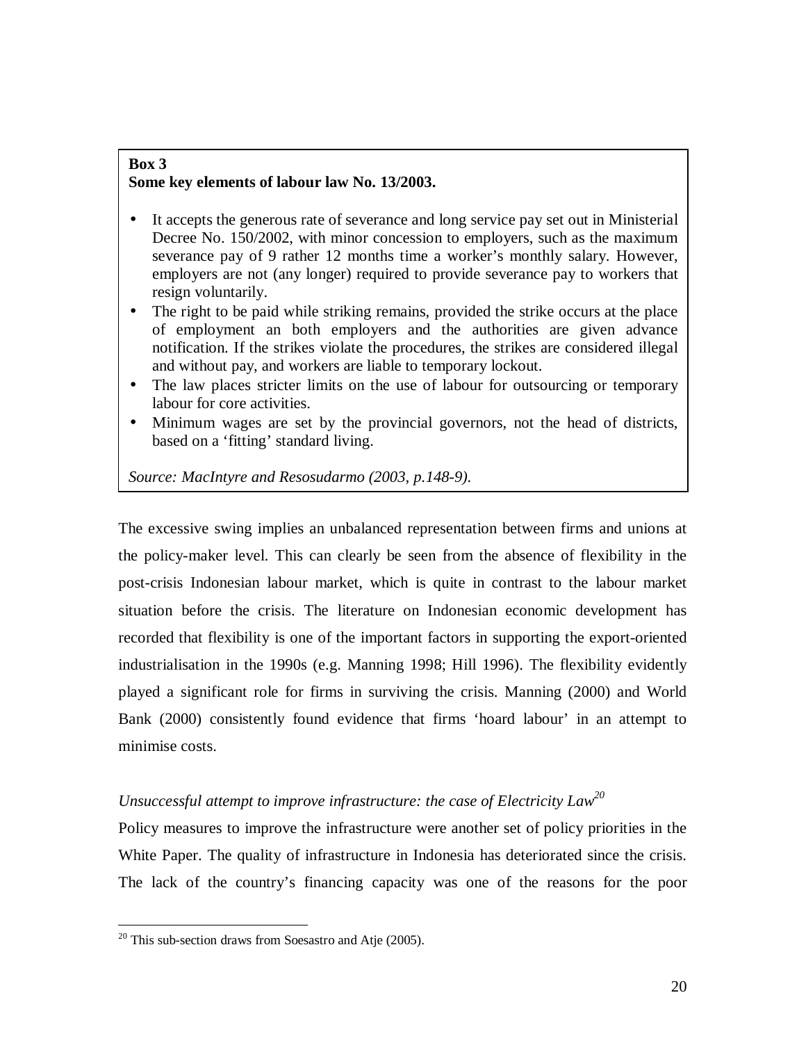**Box 3**
**Some key elements of labour law No. 13/2003.**

- It accepts the generous rate of severance and long service pay set out in Ministerial Decree No. 150/2002, with minor concession to employers, such as the maximum severance pay of 9 rather 12 months time a worker's monthly salary. However, employers are not (any longer) required to provide severance pay to workers that resign voluntarily.
- The right to be paid while striking remains, provided the strike occurs at the place of employment an both employers and the authorities are given advance notification. If the strikes violate the procedures, the strikes are considered illegal and without pay, and workers are liable to temporary lockout.
- The law places stricter limits on the use of labour for outsourcing or temporary labour for core activities.
- Minimum wages are set by the provincial governors, not the head of districts, based on a 'fitting' standard living.

*Source: MacIntyre and Resosudarmo (2003, p.148-9).*

The excessive swing implies an unbalanced representation between firms and unions at the policy-maker level. This can clearly be seen from the absence of flexibility in the post-crisis Indonesian labour market, which is quite in contrast to the labour market situation before the crisis. The literature on Indonesian economic development has recorded that flexibility is one of the important factors in supporting the export-oriented industrialisation in the 1990s (e.g. Manning 1998; Hill 1996). The flexibility evidently played a significant role for firms in surviving the crisis. Manning (2000) and World Bank (2000) consistently found evidence that firms 'hoard labour' in an attempt to minimise costs.

*Unsuccessful attempt to improve infrastructure: the case of Electricity Law*[20]

Policy measures to improve the infrastructure were another set of policy priorities in the White Paper. The quality of infrastructure in Indonesia has deteriorated since the crisis. The lack of the country's financing capacity was one of the reasons for the poor

[20] This sub-section draws from Soesastro and Atje (2005).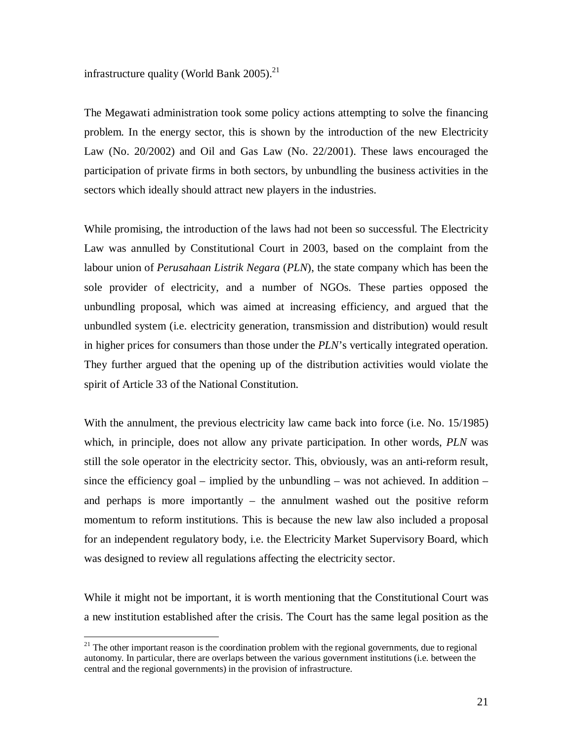infrastructure quality (World Bank 2005).[21]

The Megawati administration took some policy actions attempting to solve the financing problem. In the energy sector, this is shown by the introduction of the new Electricity Law (No. 20/2002) and Oil and Gas Law (No. 22/2001). These laws encouraged the participation of private firms in both sectors, by unbundling the business activities in the sectors which ideally should attract new players in the industries.

While promising, the introduction of the laws had not been so successful. The Electricity Law was annulled by Constitutional Court in 2003, based on the complaint from the labour union of *Perusahaan Listrik Negara* (*PLN*), the state company which has been the sole provider of electricity, and a number of NGOs. These parties opposed the unbundling proposal, which was aimed at increasing efficiency, and argued that the unbundled system (i.e. electricity generation, transmission and distribution) would result in higher prices for consumers than those under the *PLN*'s vertically integrated operation. They further argued that the opening up of the distribution activities would violate the spirit of Article 33 of the National Constitution.

With the annulment, the previous electricity law came back into force (i.e. No. 15/1985) which, in principle, does not allow any private participation. In other words, *PLN* was still the sole operator in the electricity sector. This, obviously, was an anti-reform result, since the efficiency goal – implied by the unbundling – was not achieved. In addition – and perhaps is more importantly – the annulment washed out the positive reform momentum to reform institutions. This is because the new law also included a proposal for an independent regulatory body, i.e. the Electricity Market Supervisory Board, which was designed to review all regulations affecting the electricity sector.

While it might not be important, it is worth mentioning that the Constitutional Court was a new institution established after the crisis. The Court has the same legal position as the

[21] The other important reason is the coordination problem with the regional governments, due to regional autonomy. In particular, there are overlaps between the various government institutions (i.e. between the central and the regional governments) in the provision of infrastructure.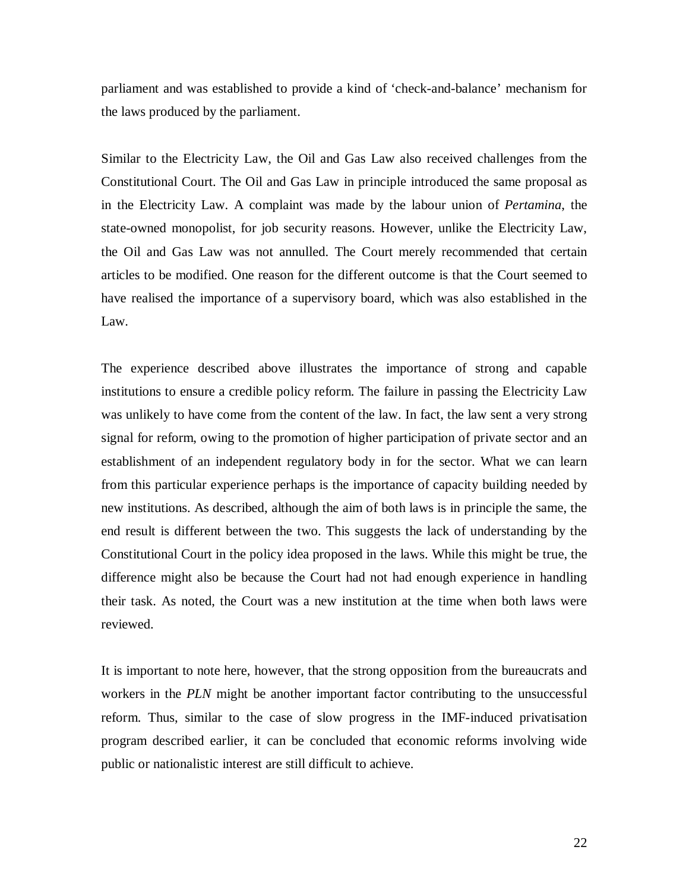parliament and was established to provide a kind of ‘check-and-balance’ mechanism for the laws produced by the parliament.

Similar to the Electricity Law, the Oil and Gas Law also received challenges from the Constitutional Court. The Oil and Gas Law in principle introduced the same proposal as in the Electricity Law. A complaint was made by the labour union of *Pertamina*, the state-owned monopolist, for job security reasons. However, unlike the Electricity Law, the Oil and Gas Law was not annulled. The Court merely recommended that certain articles to be modified. One reason for the different outcome is that the Court seemed to have realised the importance of a supervisory board, which was also established in the Law.

The experience described above illustrates the importance of strong and capable institutions to ensure a credible policy reform. The failure in passing the Electricity Law was unlikely to have come from the content of the law. In fact, the law sent a very strong signal for reform, owing to the promotion of higher participation of private sector and an establishment of an independent regulatory body in for the sector. What we can learn from this particular experience perhaps is the importance of capacity building needed by new institutions. As described, although the aim of both laws is in principle the same, the end result is different between the two. This suggests the lack of understanding by the Constitutional Court in the policy idea proposed in the laws. While this might be true, the difference might also be because the Court had not had enough experience in handling their task. As noted, the Court was a new institution at the time when both laws were reviewed.

It is important to note here, however, that the strong opposition from the bureaucrats and workers in the *PLN* might be another important factor contributing to the unsuccessful reform. Thus, similar to the case of slow progress in the IMF-induced privatisation program described earlier, it can be concluded that economic reforms involving wide public or nationalistic interest are still difficult to achieve.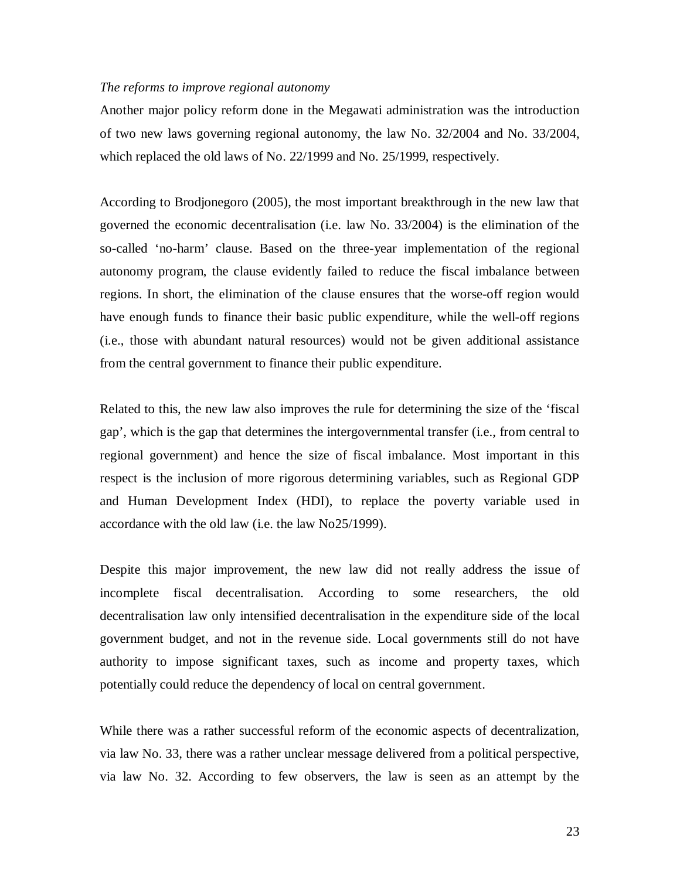*The reforms to improve regional autonomy*

Another major policy reform done in the Megawati administration was the introduction of two new laws governing regional autonomy, the law No. 32/2004 and No. 33/2004, which replaced the old laws of No. 22/1999 and No. 25/1999, respectively.

According to Brodjonegoro (2005), the most important breakthrough in the new law that governed the economic decentralisation (i.e. law No. 33/2004) is the elimination of the so-called 'no-harm' clause. Based on the three-year implementation of the regional autonomy program, the clause evidently failed to reduce the fiscal imbalance between regions. In short, the elimination of the clause ensures that the worse-off region would have enough funds to finance their basic public expenditure, while the well-off regions (i.e., those with abundant natural resources) would not be given additional assistance from the central government to finance their public expenditure.

Related to this, the new law also improves the rule for determining the size of the 'fiscal gap', which is the gap that determines the intergovernmental transfer (i.e., from central to regional government) and hence the size of fiscal imbalance. Most important in this respect is the inclusion of more rigorous determining variables, such as Regional GDP and Human Development Index (HDI), to replace the poverty variable used in accordance with the old law (i.e. the law No25/1999).

Despite this major improvement, the new law did not really address the issue of incomplete fiscal decentralisation. According to some researchers, the old decentralisation law only intensified decentralisation in the expenditure side of the local government budget, and not in the revenue side. Local governments still do not have authority to impose significant taxes, such as income and property taxes, which potentially could reduce the dependency of local on central government.

While there was a rather successful reform of the economic aspects of decentralization, via law No. 33, there was a rather unclear message delivered from a political perspective, via law No. 32. According to few observers, the law is seen as an attempt by the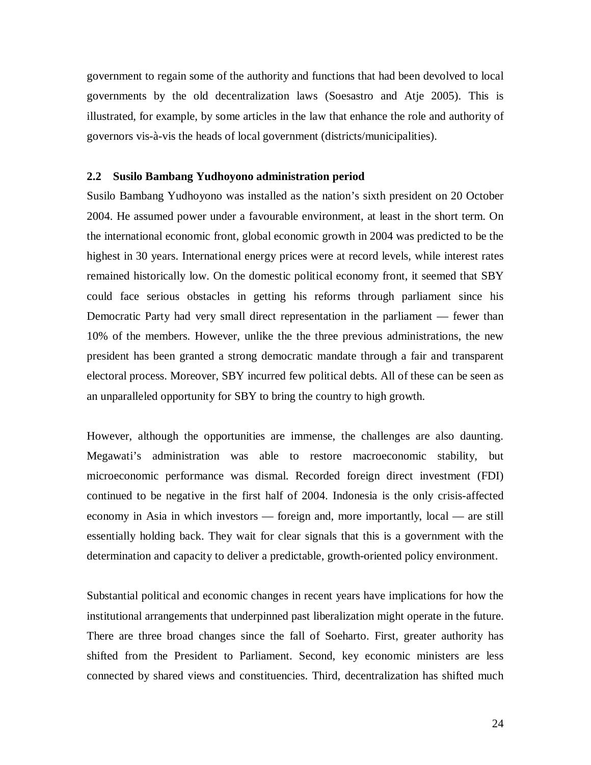government to regain some of the authority and functions that had been devolved to local governments by the old decentralization laws (Soesastro and Atje 2005). This is illustrated, for example, by some articles in the law that enhance the role and authority of governors vis-à-vis the heads of local government (districts/municipalities).

### 2.2 Susilo Bambang Yudhoyono administration period

Susilo Bambang Yudhoyono was installed as the nation's sixth president on 20 October 2004. He assumed power under a favourable environment, at least in the short term. On the international economic front, global economic growth in 2004 was predicted to be the highest in 30 years. International energy prices were at record levels, while interest rates remained historically low. On the domestic political economy front, it seemed that SBY could face serious obstacles in getting his reforms through parliament since his Democratic Party had very small direct representation in the parliament — fewer than 10% of the members. However, unlike the the three previous administrations, the new president has been granted a strong democratic mandate through a fair and transparent electoral process. Moreover, SBY incurred few political debts. All of these can be seen as an unparalleled opportunity for SBY to bring the country to high growth.

However, although the opportunities are immense, the challenges are also daunting. Megawati's administration was able to restore macroeconomic stability, but microeconomic performance was dismal. Recorded foreign direct investment (FDI) continued to be negative in the first half of 2004. Indonesia is the only crisis-affected economy in Asia in which investors — foreign and, more importantly, local — are still essentially holding back. They wait for clear signals that this is a government with the determination and capacity to deliver a predictable, growth-oriented policy environment.

Substantial political and economic changes in recent years have implications for how the institutional arrangements that underpinned past liberalization might operate in the future. There are three broad changes since the fall of Soeharto. First, greater authority has shifted from the President to Parliament. Second, key economic ministers are less connected by shared views and constituencies. Third, decentralization has shifted much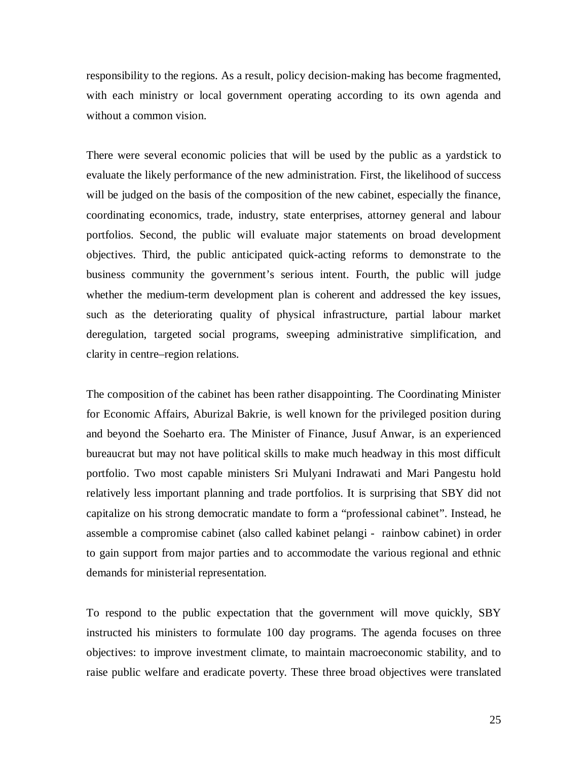responsibility to the regions. As a result, policy decision-making has become fragmented, with each ministry or local government operating according to its own agenda and without a common vision.

There were several economic policies that will be used by the public as a yardstick to evaluate the likely performance of the new administration. First, the likelihood of success will be judged on the basis of the composition of the new cabinet, especially the finance, coordinating economics, trade, industry, state enterprises, attorney general and labour portfolios. Second, the public will evaluate major statements on broad development objectives. Third, the public anticipated quick-acting reforms to demonstrate to the business community the government's serious intent. Fourth, the public will judge whether the medium-term development plan is coherent and addressed the key issues, such as the deteriorating quality of physical infrastructure, partial labour market deregulation, targeted social programs, sweeping administrative simplification, and clarity in centre–region relations.

The composition of the cabinet has been rather disappointing. The Coordinating Minister for Economic Affairs, Aburizal Bakrie, is well known for the privileged position during and beyond the Soeharto era. The Minister of Finance, Jusuf Anwar, is an experienced bureaucrat but may not have political skills to make much headway in this most difficult portfolio. Two most capable ministers Sri Mulyani Indrawati and Mari Pangestu hold relatively less important planning and trade portfolios. It is surprising that SBY did not capitalize on his strong democratic mandate to form a "professional cabinet". Instead, he assemble a compromise cabinet (also called kabinet pelangi - rainbow cabinet) in order to gain support from major parties and to accommodate the various regional and ethnic demands for ministerial representation.

To respond to the public expectation that the government will move quickly, SBY instructed his ministers to formulate 100 day programs. The agenda focuses on three objectives: to improve investment climate, to maintain macroeconomic stability, and to raise public welfare and eradicate poverty. These three broad objectives were translated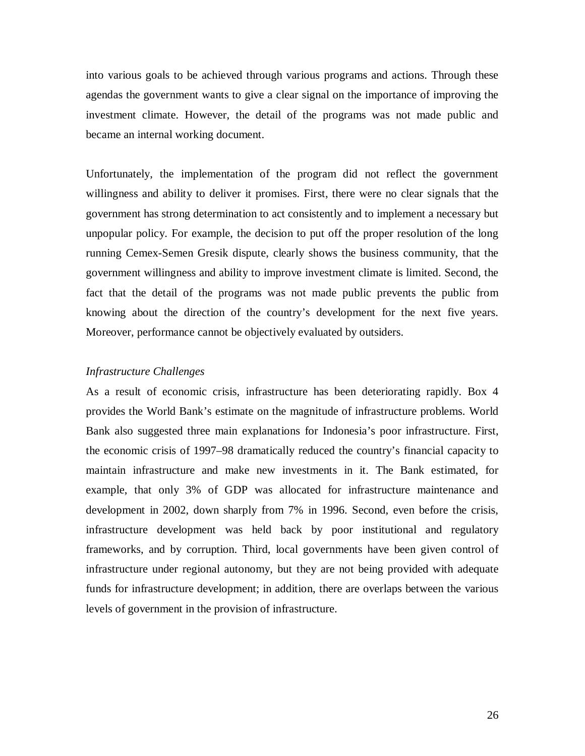into various goals to be achieved through various programs and actions. Through these agendas the government wants to give a clear signal on the importance of improving the investment climate. However, the detail of the programs was not made public and became an internal working document.

Unfortunately, the implementation of the program did not reflect the government willingness and ability to deliver it promises. First, there were no clear signals that the government has strong determination to act consistently and to implement a necessary but unpopular policy. For example, the decision to put off the proper resolution of the long running Cemex-Semen Gresik dispute, clearly shows the business community, that the government willingness and ability to improve investment climate is limited. Second, the fact that the detail of the programs was not made public prevents the public from knowing about the direction of the country's development for the next five years. Moreover, performance cannot be objectively evaluated by outsiders.

*Infrastructure Challenges*

As a result of economic crisis, infrastructure has been deteriorating rapidly. Box 4 provides the World Bank's estimate on the magnitude of infrastructure problems. World Bank also suggested three main explanations for Indonesia's poor infrastructure. First, the economic crisis of 1997–98 dramatically reduced the country's financial capacity to maintain infrastructure and make new investments in it. The Bank estimated, for example, that only 3% of GDP was allocated for infrastructure maintenance and development in 2002, down sharply from 7% in 1996. Second, even before the crisis, infrastructure development was held back by poor institutional and regulatory frameworks, and by corruption. Third, local governments have been given control of infrastructure under regional autonomy, but they are not being provided with adequate funds for infrastructure development; in addition, there are overlaps between the various levels of government in the provision of infrastructure.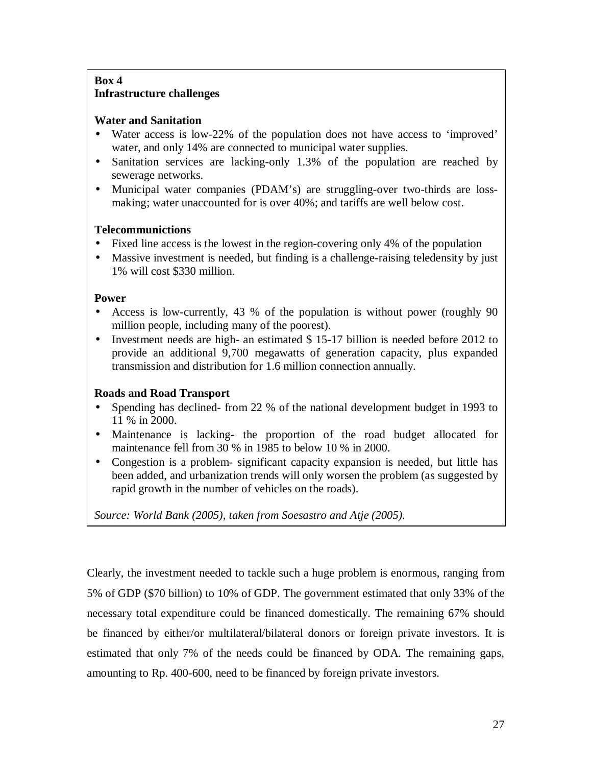**Box 4**
**Infrastructure challenges**

**Water and Sanitation**

- Water access is low-22% of the population does not have access to 'improved' water, and only 14% are connected to municipal water supplies.
- Sanitation services are lacking-only 1.3% of the population are reached by sewerage networks.
- Municipal water companies (PDAM's) are struggling-over two-thirds are loss-making; water unaccounted for is over 40%; and tariffs are well below cost.

**Telecommunictions**

- Fixed line access is the lowest in the region-covering only 4% of the population
- Massive investment is needed, but finding is a challenge-raising teledensity by just 1% will cost $330 million.

**Power**

- Access is low-currently, 43 % of the population is without power (roughly 90 million people, including many of the poorest).
- Investment needs are high- an estimated $ 15-17 billion is needed before 2012 to provide an additional 9,700 megawatts of generation capacity, plus expanded transmission and distribution for 1.6 million connection annually.

**Roads and Road Transport**

- Spending has declined- from 22 % of the national development budget in 1993 to 11 % in 2000.
- Maintenance is lacking- the proportion of the road budget allocated for maintenance fell from 30 % in 1985 to below 10 % in 2000.
- Congestion is a problem- significant capacity expansion is needed, but little has been added, and urbanization trends will only worsen the problem (as suggested by rapid growth in the number of vehicles on the roads).

*Source: World Bank (2005), taken from Soesastro and Atje (2005).*

Clearly, the investment needed to tackle such a huge problem is enormous, ranging from 5% of GDP ($70 billion) to 10% of GDP. The government estimated that only 33% of the necessary total expenditure could be financed domestically. The remaining 67% should be financed by either/or multilateral/bilateral donors or foreign private investors. It is estimated that only 7% of the needs could be financed by ODA. The remaining gaps, amounting to Rp. 400-600, need to be financed by foreign private investors.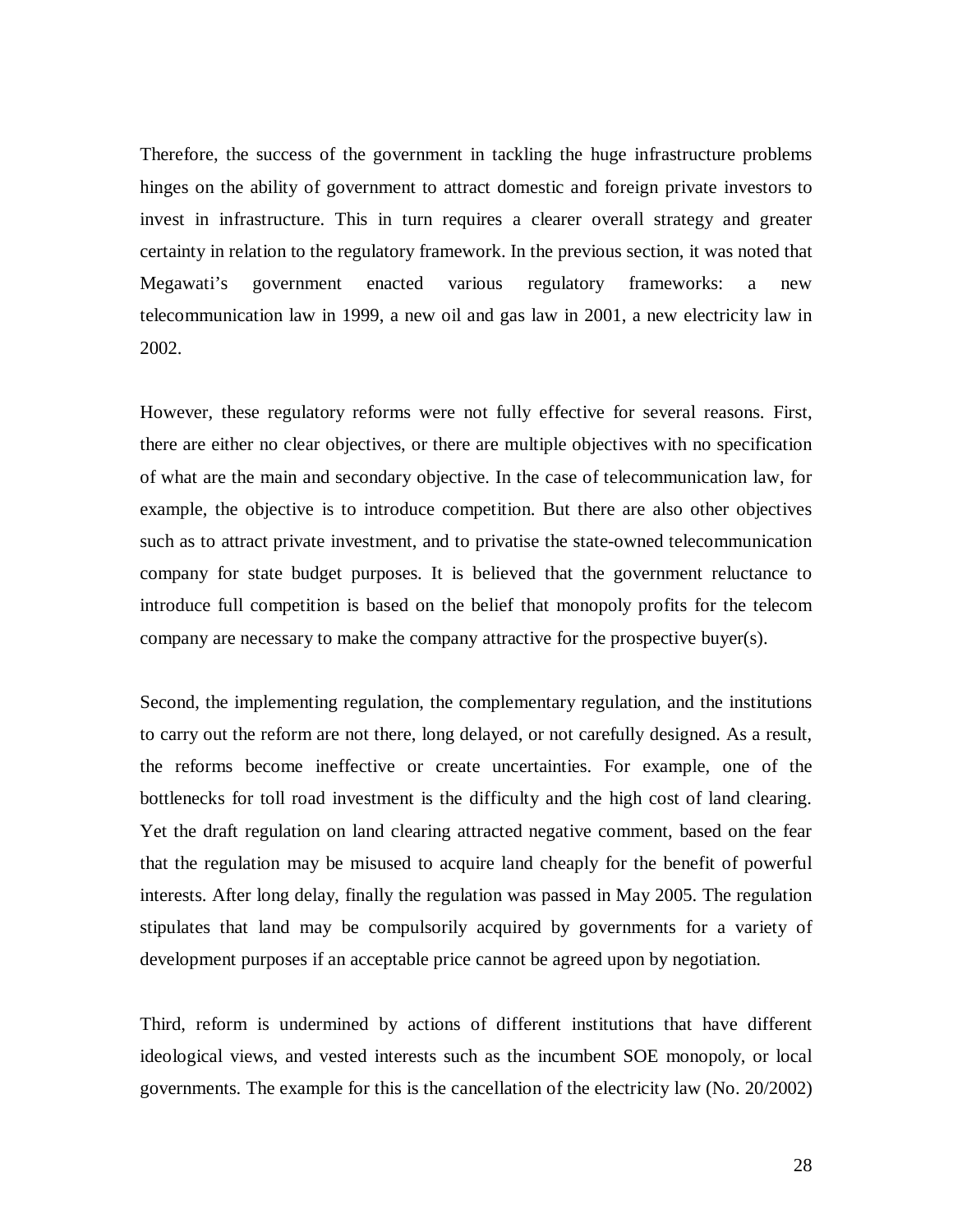Therefore, the success of the government in tackling the huge infrastructure problems hinges on the ability of government to attract domestic and foreign private investors to invest in infrastructure. This in turn requires a clearer overall strategy and greater certainty in relation to the regulatory framework. In the previous section, it was noted that Megawati's government enacted various regulatory frameworks: a new telecommunication law in 1999, a new oil and gas law in 2001, a new electricity law in 2002.

However, these regulatory reforms were not fully effective for several reasons. First, there are either no clear objectives, or there are multiple objectives with no specification of what are the main and secondary objective. In the case of telecommunication law, for example, the objective is to introduce competition. But there are also other objectives such as to attract private investment, and to privatise the state-owned telecommunication company for state budget purposes. It is believed that the government reluctance to introduce full competition is based on the belief that monopoly profits for the telecom company are necessary to make the company attractive for the prospective buyer(s).

Second, the implementing regulation, the complementary regulation, and the institutions to carry out the reform are not there, long delayed, or not carefully designed. As a result, the reforms become ineffective or create uncertainties. For example, one of the bottlenecks for toll road investment is the difficulty and the high cost of land clearing. Yet the draft regulation on land clearing attracted negative comment, based on the fear that the regulation may be misused to acquire land cheaply for the benefit of powerful interests. After long delay, finally the regulation was passed in May 2005. The regulation stipulates that land may be compulsorily acquired by governments for a variety of development purposes if an acceptable price cannot be agreed upon by negotiation.

Third, reform is undermined by actions of different institutions that have different ideological views, and vested interests such as the incumbent SOE monopoly, or local governments. The example for this is the cancellation of the electricity law (No. 20/2002)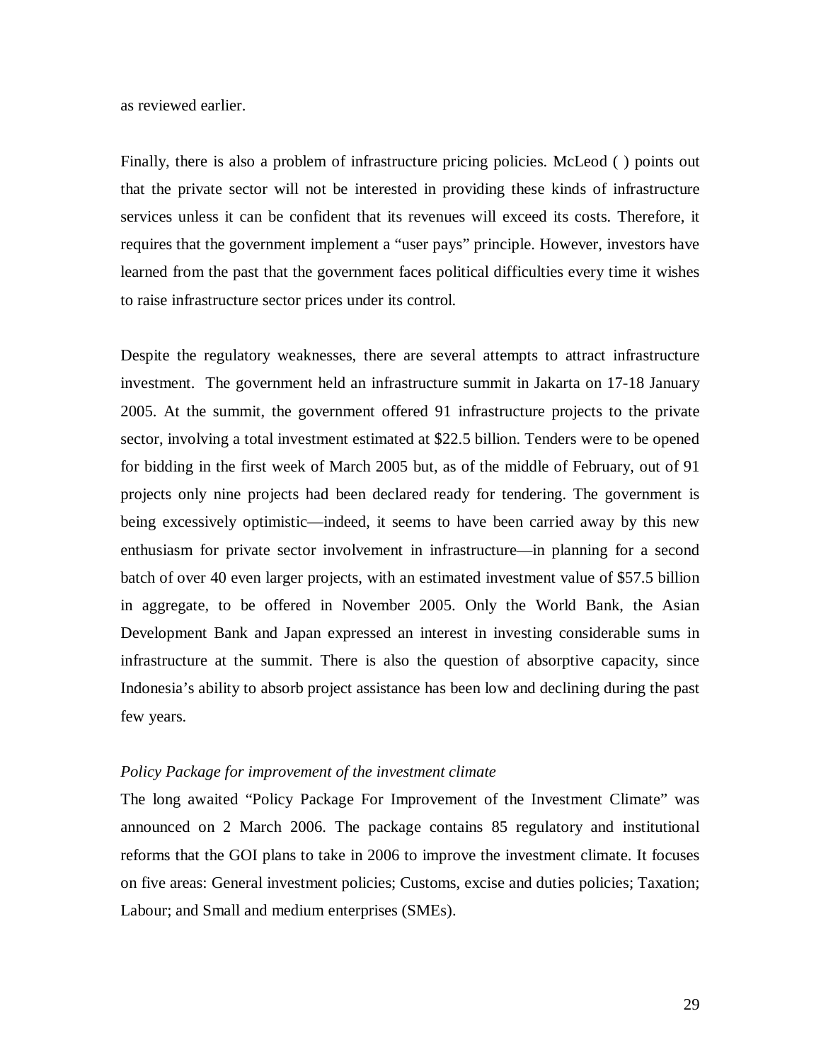as reviewed earlier.

Finally, there is also a problem of infrastructure pricing policies. McLeod ( ) points out that the private sector will not be interested in providing these kinds of infrastructure services unless it can be confident that its revenues will exceed its costs. Therefore, it requires that the government implement a "user pays" principle. However, investors have learned from the past that the government faces political difficulties every time it wishes to raise infrastructure sector prices under its control.

Despite the regulatory weaknesses, there are several attempts to attract infrastructure investment. The government held an infrastructure summit in Jakarta on 17-18 January 2005. At the summit, the government offered 91 infrastructure projects to the private sector, involving a total investment estimated at $22.5 billion. Tenders were to be opened for bidding in the first week of March 2005 but, as of the middle of February, out of 91 projects only nine projects had been declared ready for tendering. The government is being excessively optimistic—indeed, it seems to have been carried away by this new enthusiasm for private sector involvement in infrastructure—in planning for a second batch of over 40 even larger projects, with an estimated investment value of $57.5 billion in aggregate, to be offered in November 2005. Only the World Bank, the Asian Development Bank and Japan expressed an interest in investing considerable sums in infrastructure at the summit. There is also the question of absorptive capacity, since Indonesia's ability to absorb project assistance has been low and declining during the past few years.

*Policy Package for improvement of the investment climate*

The long awaited "Policy Package For Improvement of the Investment Climate" was announced on 2 March 2006. The package contains 85 regulatory and institutional reforms that the GOI plans to take in 2006 to improve the investment climate. It focuses on five areas: General investment policies; Customs, excise and duties policies; Taxation; Labour; and Small and medium enterprises (SMEs).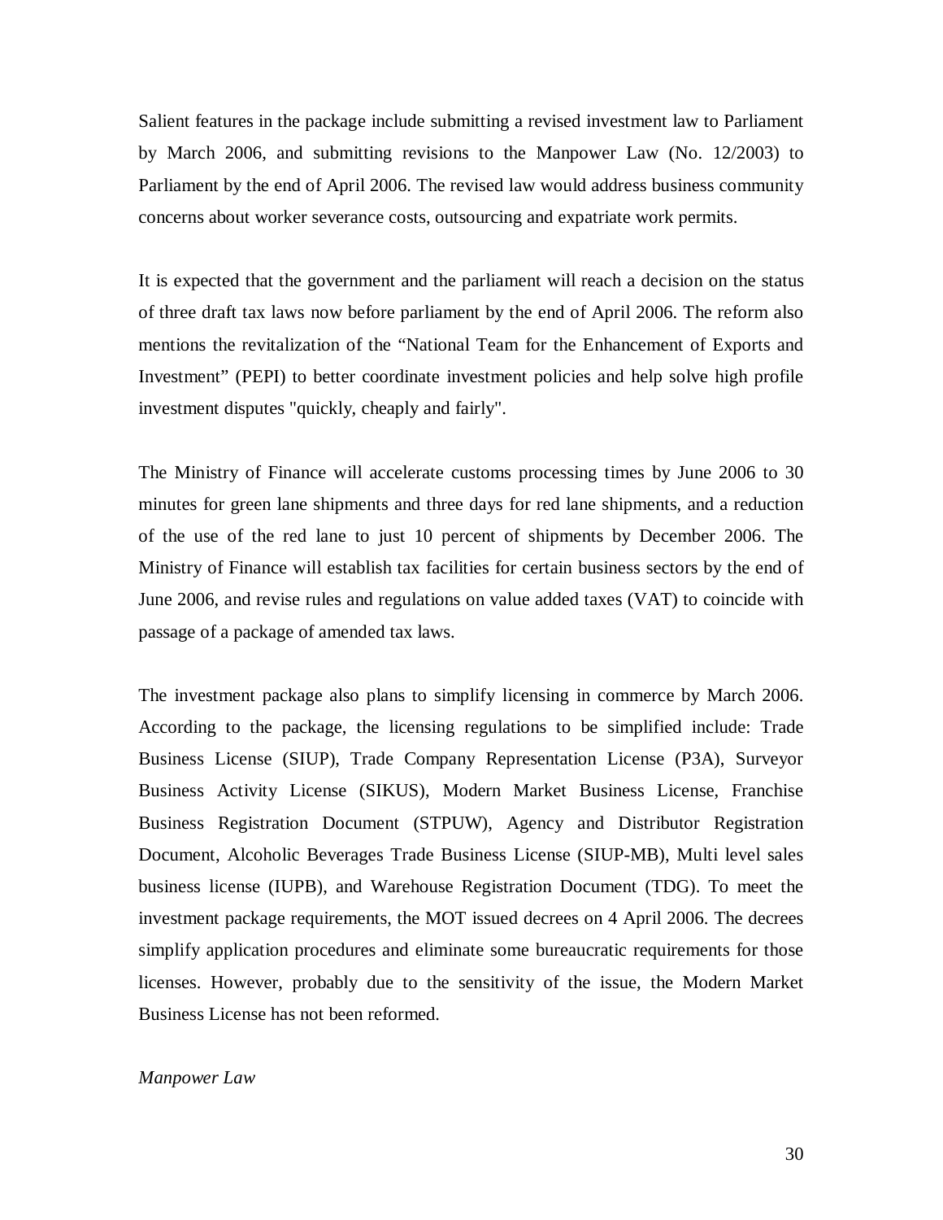Salient features in the package include submitting a revised investment law to Parliament by March 2006, and submitting revisions to the Manpower Law (No. 12/2003) to Parliament by the end of April 2006. The revised law would address business community concerns about worker severance costs, outsourcing and expatriate work permits.

It is expected that the government and the parliament will reach a decision on the status of three draft tax laws now before parliament by the end of April 2006. The reform also mentions the revitalization of the "National Team for the Enhancement of Exports and Investment" (PEPI) to better coordinate investment policies and help solve high profile investment disputes "quickly, cheaply and fairly".

The Ministry of Finance will accelerate customs processing times by June 2006 to 30 minutes for green lane shipments and three days for red lane shipments, and a reduction of the use of the red lane to just 10 percent of shipments by December 2006. The Ministry of Finance will establish tax facilities for certain business sectors by the end of June 2006, and revise rules and regulations on value added taxes (VAT) to coincide with passage of a package of amended tax laws.

The investment package also plans to simplify licensing in commerce by March 2006. According to the package, the licensing regulations to be simplified include: Trade Business License (SIUP), Trade Company Representation License (P3A), Surveyor Business Activity License (SIKUS), Modern Market Business License, Franchise Business Registration Document (STPUW), Agency and Distributor Registration Document, Alcoholic Beverages Trade Business License (SIUP-MB), Multi level sales business license (IUPB), and Warehouse Registration Document (TDG). To meet the investment package requirements, the MOT issued decrees on 4 April 2006. The decrees simplify application procedures and eliminate some bureaucratic requirements for those licenses. However, probably due to the sensitivity of the issue, the Modern Market Business License has not been reformed.

*Manpower Law*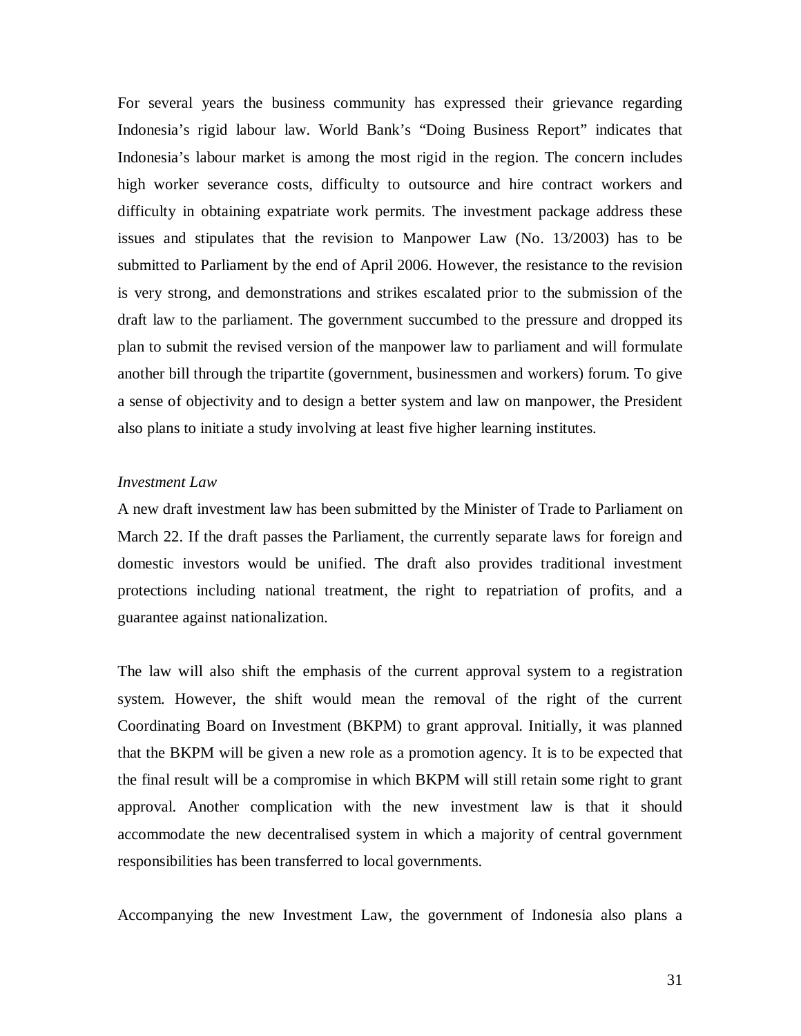For several years the business community has expressed their grievance regarding Indonesia's rigid labour law. World Bank's "Doing Business Report" indicates that Indonesia's labour market is among the most rigid in the region. The concern includes high worker severance costs, difficulty to outsource and hire contract workers and difficulty in obtaining expatriate work permits. The investment package address these issues and stipulates that the revision to Manpower Law (No. 13/2003) has to be submitted to Parliament by the end of April 2006. However, the resistance to the revision is very strong, and demonstrations and strikes escalated prior to the submission of the draft law to the parliament. The government succumbed to the pressure and dropped its plan to submit the revised version of the manpower law to parliament and will formulate another bill through the tripartite (government, businessmen and workers) forum. To give a sense of objectivity and to design a better system and law on manpower, the President also plans to initiate a study involving at least five higher learning institutes.

*Investment Law*

A new draft investment law has been submitted by the Minister of Trade to Parliament on March 22. If the draft passes the Parliament, the currently separate laws for foreign and domestic investors would be unified. The draft also provides traditional investment protections including national treatment, the right to repatriation of profits, and a guarantee against nationalization.

The law will also shift the emphasis of the current approval system to a registration system. However, the shift would mean the removal of the right of the current Coordinating Board on Investment (BKPM) to grant approval. Initially, it was planned that the BKPM will be given a new role as a promotion agency. It is to be expected that the final result will be a compromise in which BKPM will still retain some right to grant approval. Another complication with the new investment law is that it should accommodate the new decentralised system in which a majority of central government responsibilities has been transferred to local governments.

Accompanying the new Investment Law, the government of Indonesia also plans a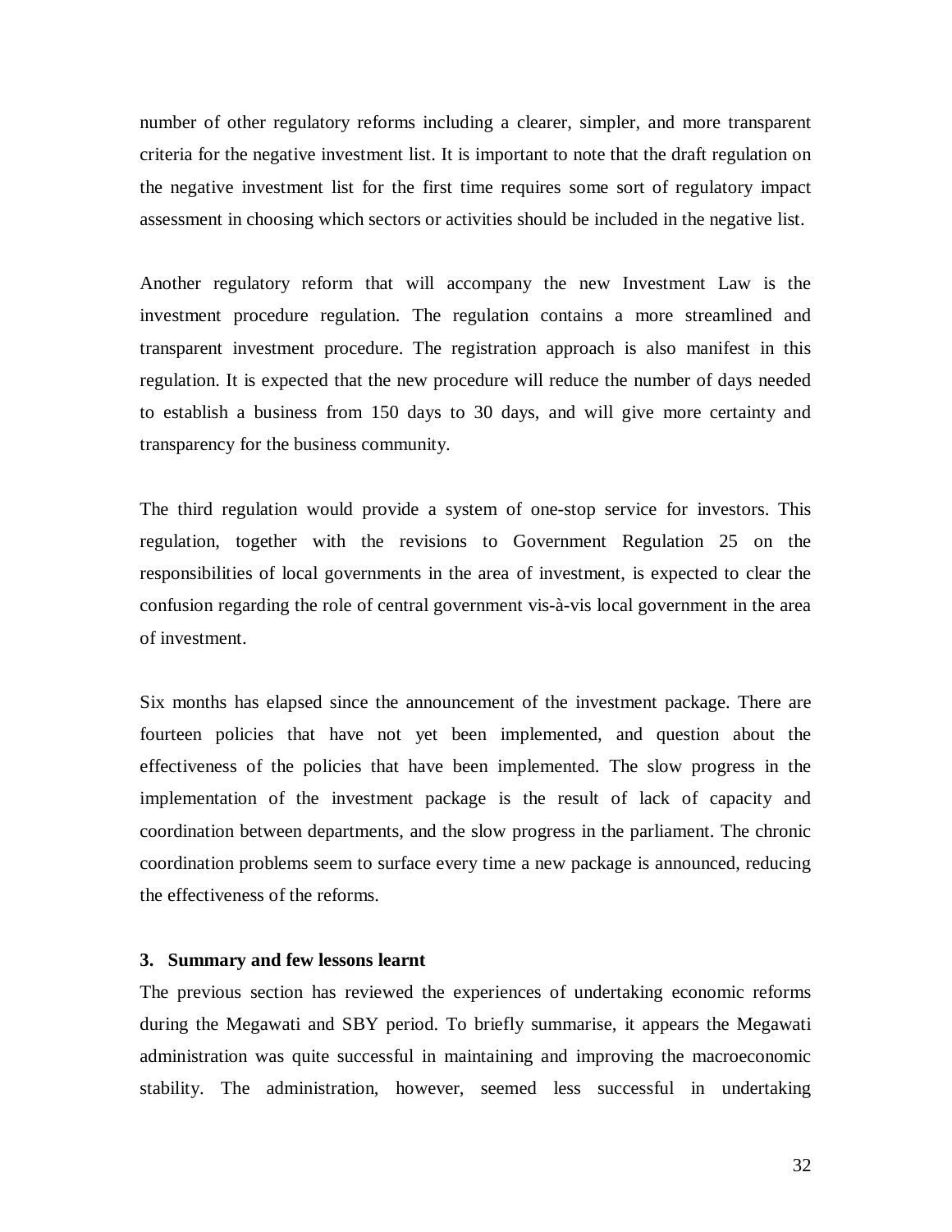number of other regulatory reforms including a clearer, simpler, and more transparent criteria for the negative investment list. It is important to note that the draft regulation on the negative investment list for the first time requires some sort of regulatory impact assessment in choosing which sectors or activities should be included in the negative list.

Another regulatory reform that will accompany the new Investment Law is the investment procedure regulation. The regulation contains a more streamlined and transparent investment procedure. The registration approach is also manifest in this regulation. It is expected that the new procedure will reduce the number of days needed to establish a business from 150 days to 30 days, and will give more certainty and transparency for the business community.

The third regulation would provide a system of one-stop service for investors. This regulation, together with the revisions to Government Regulation 25 on the responsibilities of local governments in the area of investment, is expected to clear the confusion regarding the role of central government vis-à-vis local government in the area of investment.

Six months has elapsed since the announcement of the investment package. There are fourteen policies that have not yet been implemented, and question about the effectiveness of the policies that have been implemented. The slow progress in the implementation of the investment package is the result of lack of capacity and coordination between departments, and the slow progress in the parliament. The chronic coordination problems seem to surface every time a new package is announced, reducing the effectiveness of the reforms.

### 3. Summary and few lessons learnt

The previous section has reviewed the experiences of undertaking economic reforms during the Megawati and SBY period. To briefly summarise, it appears the Megawati administration was quite successful in maintaining and improving the macroeconomic stability. The administration, however, seemed less successful in undertaking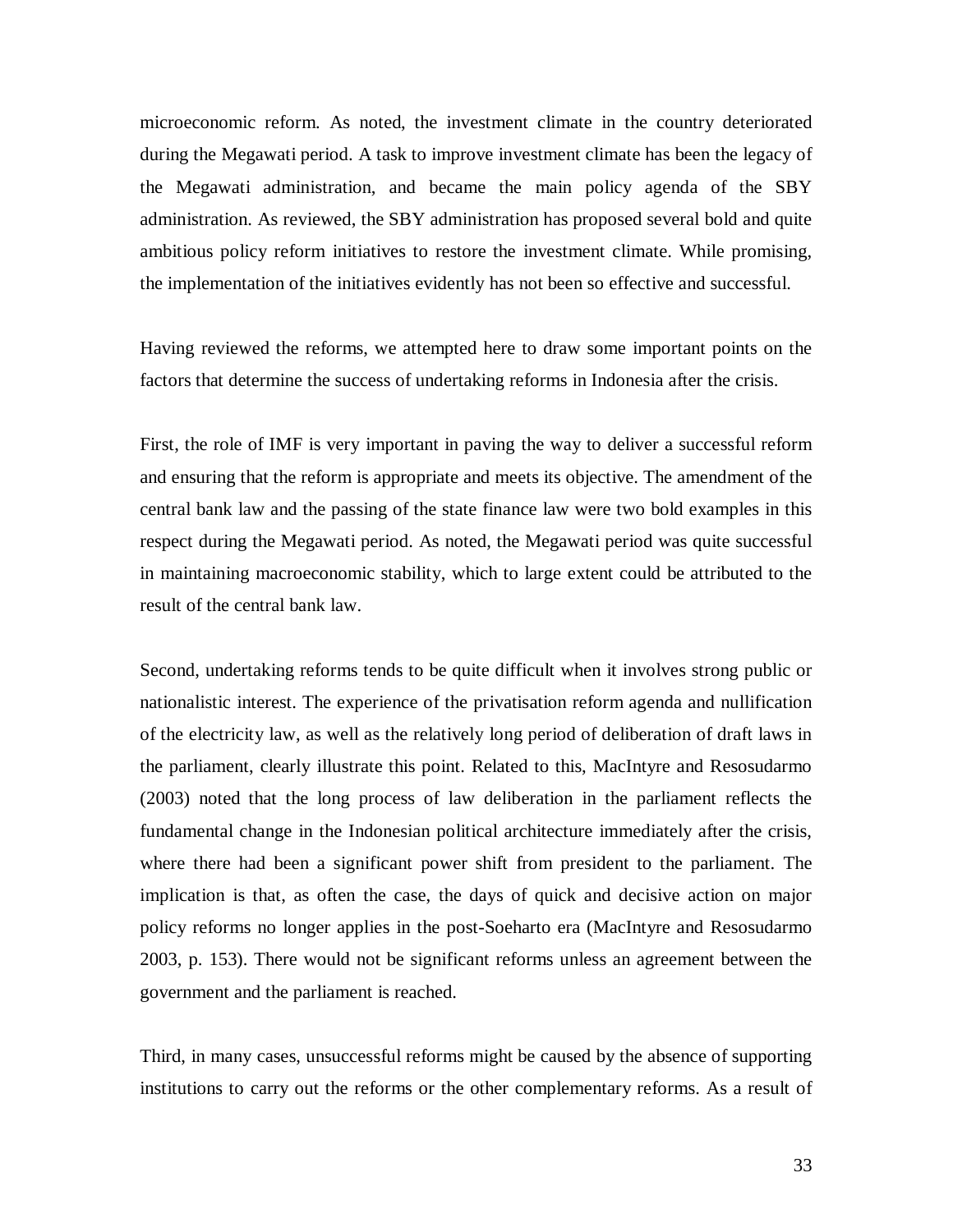microeconomic reform. As noted, the investment climate in the country deteriorated during the Megawati period. A task to improve investment climate has been the legacy of the Megawati administration, and became the main policy agenda of the SBY administration. As reviewed, the SBY administration has proposed several bold and quite ambitious policy reform initiatives to restore the investment climate. While promising, the implementation of the initiatives evidently has not been so effective and successful.

Having reviewed the reforms, we attempted here to draw some important points on the factors that determine the success of undertaking reforms in Indonesia after the crisis.

First, the role of IMF is very important in paving the way to deliver a successful reform and ensuring that the reform is appropriate and meets its objective. The amendment of the central bank law and the passing of the state finance law were two bold examples in this respect during the Megawati period. As noted, the Megawati period was quite successful in maintaining macroeconomic stability, which to large extent could be attributed to the result of the central bank law.

Second, undertaking reforms tends to be quite difficult when it involves strong public or nationalistic interest. The experience of the privatisation reform agenda and nullification of the electricity law, as well as the relatively long period of deliberation of draft laws in the parliament, clearly illustrate this point. Related to this, MacIntyre and Resosudarmo (2003) noted that the long process of law deliberation in the parliament reflects the fundamental change in the Indonesian political architecture immediately after the crisis, where there had been a significant power shift from president to the parliament. The implication is that, as often the case, the days of quick and decisive action on major policy reforms no longer applies in the post-Soeharto era (MacIntyre and Resosudarmo 2003, p. 153). There would not be significant reforms unless an agreement between the government and the parliament is reached.

Third, in many cases, unsuccessful reforms might be caused by the absence of supporting institutions to carry out the reforms or the other complementary reforms. As a result of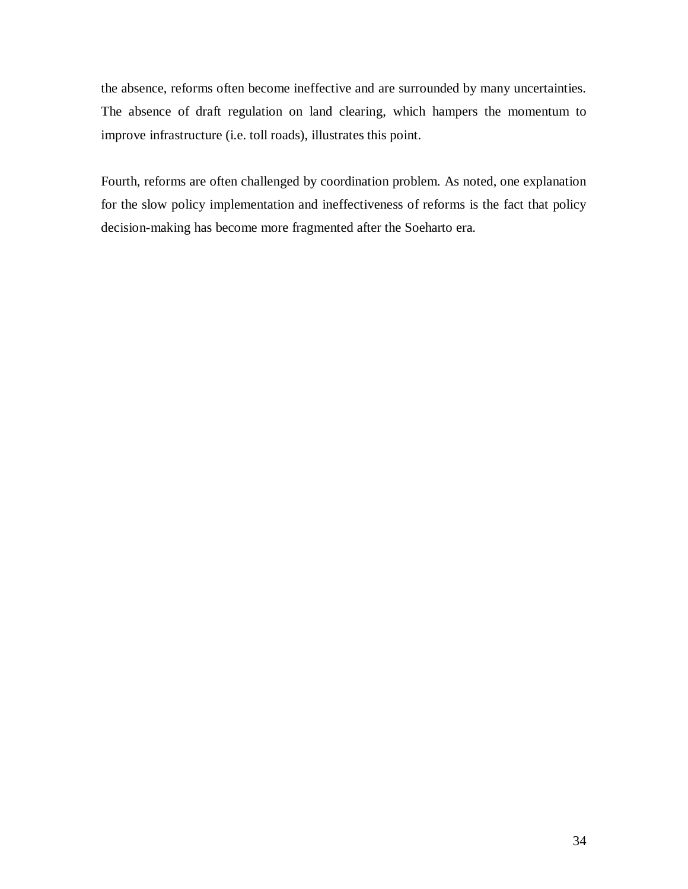the absence, reforms often become ineffective and are surrounded by many uncertainties. The absence of draft regulation on land clearing, which hampers the momentum to improve infrastructure (i.e. toll roads), illustrates this point.

Fourth, reforms are often challenged by coordination problem. As noted, one explanation for the slow policy implementation and ineffectiveness of reforms is the fact that policy decision-making has become more fragmented after the Soeharto era.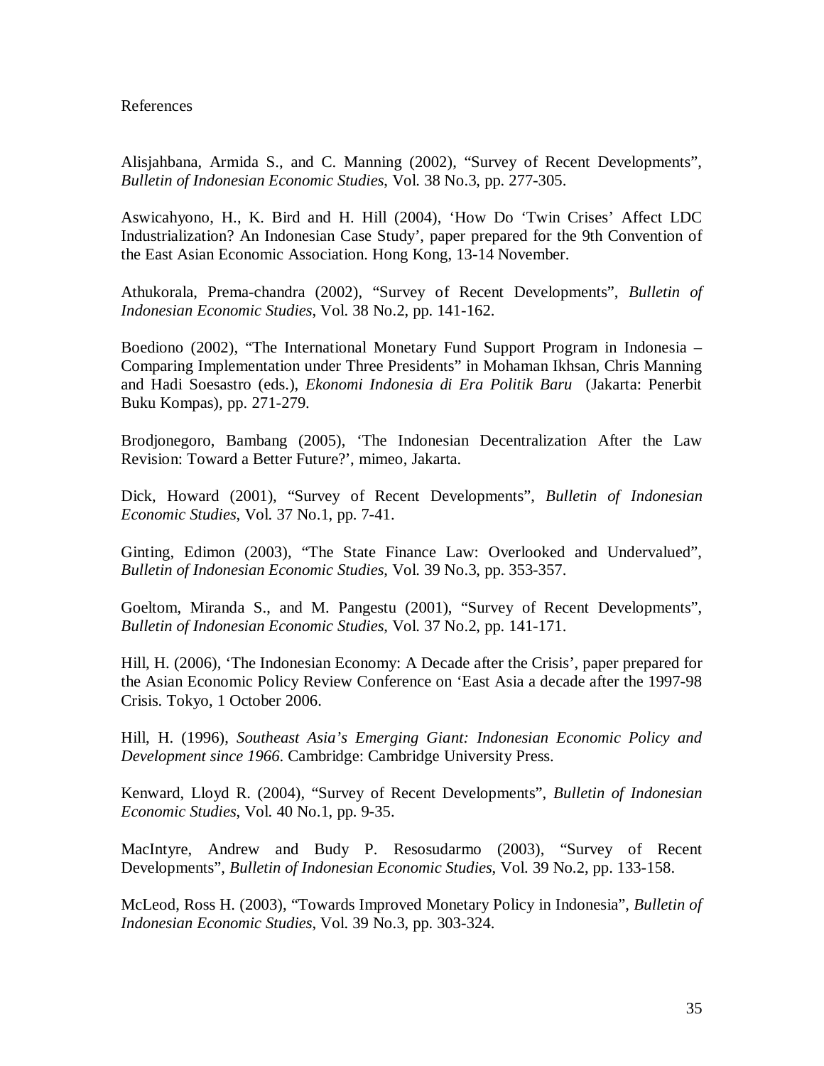References

Alisjahbana, Armida S., and C. Manning (2002), "Survey of Recent Developments", *Bulletin of Indonesian Economic Studies*, Vol. 38 No.3, pp. 277-305.

Aswicahyono, H., K. Bird and H. Hill (2004), 'How Do 'Twin Crises' Affect LDC Industrialization? An Indonesian Case Study', paper prepared for the 9th Convention of the East Asian Economic Association. Hong Kong, 13-14 November.

Athukorala, Prema-chandra (2002), "Survey of Recent Developments", *Bulletin of Indonesian Economic Studies*, Vol. 38 No.2, pp. 141-162.

Boediono (2002), "The International Monetary Fund Support Program in Indonesia – Comparing Implementation under Three Presidents" in Mohaman Ikhsan, Chris Manning and Hadi Soesastro (eds.), *Ekonomi Indonesia di Era Politik Baru* (Jakarta: Penerbit Buku Kompas), pp. 271-279.

Brodjonegoro, Bambang (2005), 'The Indonesian Decentralization After the Law Revision: Toward a Better Future?', mimeo, Jakarta.

Dick, Howard (2001), "Survey of Recent Developments", *Bulletin of Indonesian Economic Studies*, Vol. 37 No.1, pp. 7-41.

Ginting, Edimon (2003), "The State Finance Law: Overlooked and Undervalued", *Bulletin of Indonesian Economic Studies*, Vol. 39 No.3, pp. 353-357.

Goeltom, Miranda S., and M. Pangestu (2001), "Survey of Recent Developments", *Bulletin of Indonesian Economic Studies*, Vol. 37 No.2, pp. 141-171.

Hill, H. (2006), 'The Indonesian Economy: A Decade after the Crisis', paper prepared for the Asian Economic Policy Review Conference on 'East Asia a decade after the 1997-98 Crisis. Tokyo, 1 October 2006.

Hill, H. (1996), *Southeast Asia's Emerging Giant: Indonesian Economic Policy and Development since 1966*. Cambridge: Cambridge University Press.

Kenward, Lloyd R. (2004), "Survey of Recent Developments", *Bulletin of Indonesian Economic Studies*, Vol. 40 No.1, pp. 9-35.

MacIntyre, Andrew and Budy P. Resosudarmo (2003), "Survey of Recent Developments", *Bulletin of Indonesian Economic Studies*, Vol. 39 No.2, pp. 133-158.

McLeod, Ross H. (2003), "Towards Improved Monetary Policy in Indonesia", *Bulletin of Indonesian Economic Studies*, Vol. 39 No.3, pp. 303-324.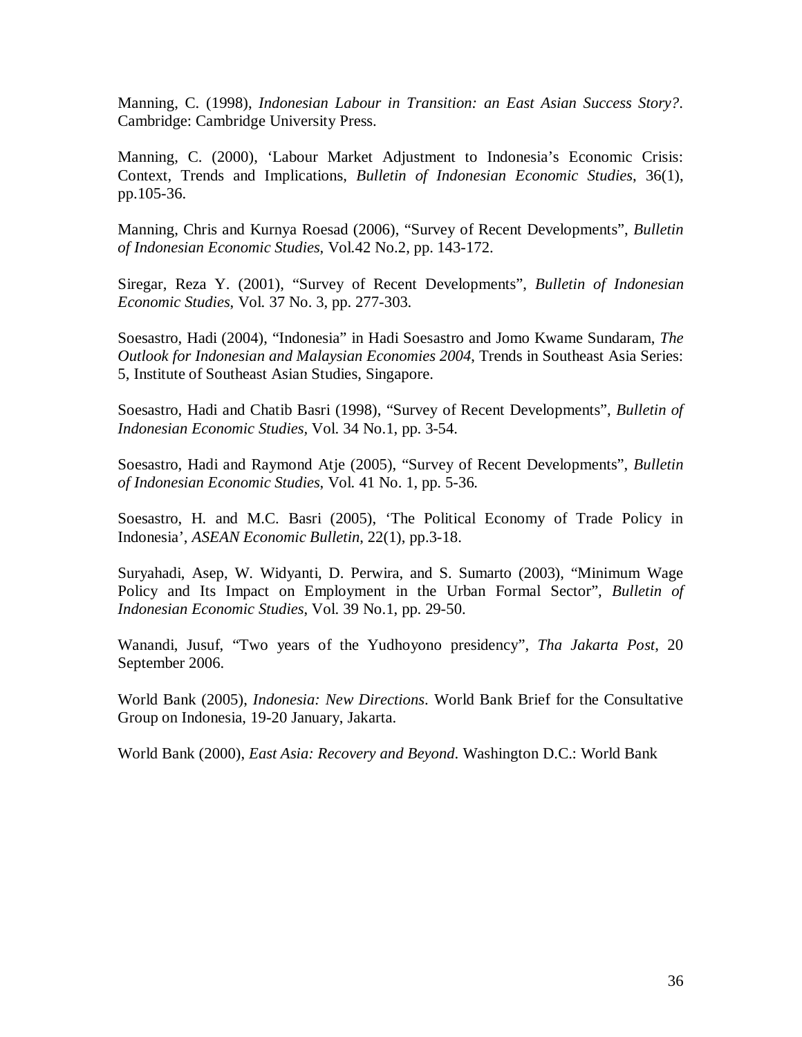Manning, C. (1998), *Indonesian Labour in Transition: an East Asian Success Story?*. Cambridge: Cambridge University Press.

Manning, C. (2000), 'Labour Market Adjustment to Indonesia's Economic Crisis: Context, Trends and Implications, *Bulletin of Indonesian Economic Studies*, 36(1), pp.105-36.

Manning, Chris and Kurnya Roesad (2006), "Survey of Recent Developments", *Bulletin of Indonesian Economic Studies*, Vol.42 No.2, pp. 143-172.

Siregar, Reza Y. (2001), "Survey of Recent Developments", *Bulletin of Indonesian Economic Studies*, Vol. 37 No. 3, pp. 277-303.

Soesastro, Hadi (2004), "Indonesia" in Hadi Soesastro and Jomo Kwame Sundaram, *The Outlook for Indonesian and Malaysian Economies 2004*, Trends in Southeast Asia Series: 5, Institute of Southeast Asian Studies, Singapore.

Soesastro, Hadi and Chatib Basri (1998), "Survey of Recent Developments", *Bulletin of Indonesian Economic Studies*, Vol. 34 No.1, pp. 3-54.

Soesastro, Hadi and Raymond Atje (2005), "Survey of Recent Developments", *Bulletin of Indonesian Economic Studies*, Vol. 41 No. 1, pp. 5-36.

Soesastro, H. and M.C. Basri (2005), 'The Political Economy of Trade Policy in Indonesia', *ASEAN Economic Bulletin*, 22(1), pp.3-18.

Suryahadi, Asep, W. Widyanti, D. Perwira, and S. Sumarto (2003), "Minimum Wage Policy and Its Impact on Employment in the Urban Formal Sector", *Bulletin of Indonesian Economic Studies*, Vol. 39 No.1, pp. 29-50.

Wanandi, Jusuf, "Two years of the Yudhoyono presidency", *Tha Jakarta Post*, 20 September 2006.

World Bank (2005), *Indonesia: New Directions*. World Bank Brief for the Consultative Group on Indonesia, 19-20 January, Jakarta.

World Bank (2000), *East Asia: Recovery and Beyond*. Washington D.C.: World Bank